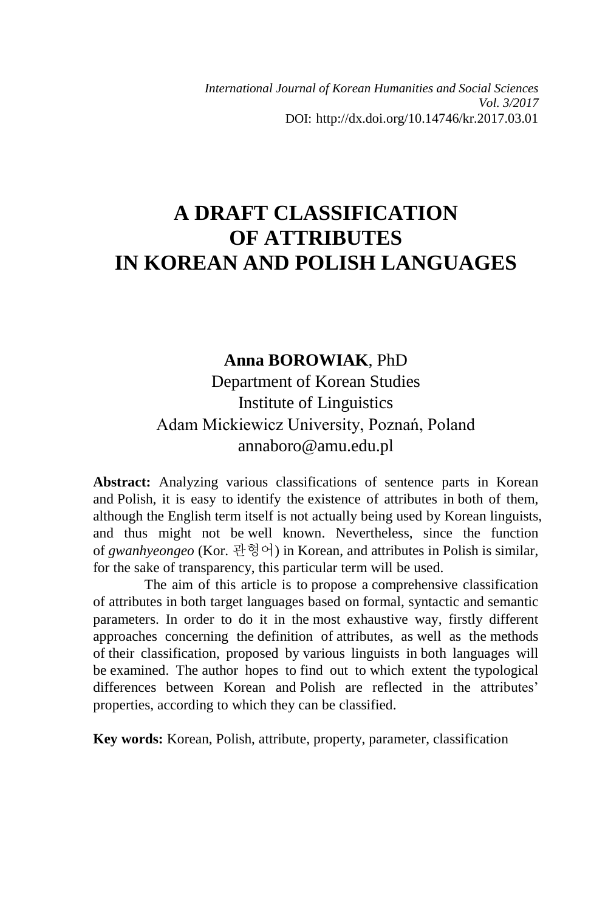*International Journal of Korean Humanities and Social Sciences*
*Vol. 3/2017*
DOI: http://dx.doi.org/10.14746/kr.2017.03.01

# A DRAFT CLASSIFICATION OF ATTRIBUTES IN KOREAN AND POLISH LANGUAGES

**Anna BOROWIAK**, PhD
Department of Korean Studies
Institute of Linguistics
Adam Mickiewicz University, Poznań, Poland
annaboro@amu.edu.pl

**Abstract:** Analyzing various classifications of sentence parts in Korean and Polish, it is easy to identify the existence of attributes in both of them, although the English term itself is not actually being used by Korean linguists, and thus might not be well known. Nevertheless, since the function of *gwanhyeongeo* (Kor. 관형어) in Korean, and attributes in Polish is similar, for the sake of transparency, this particular term will be used.

The aim of this article is to propose a comprehensive classification of attributes in both target languages based on formal, syntactic and semantic parameters. In order to do it in the most exhaustive way, firstly different approaches concerning the definition of attributes, as well as the methods of their classification, proposed by various linguists in both languages will be examined. The author hopes to find out to which extent the typological differences between Korean and Polish are reflected in the attributes' properties, according to which they can be classified.

**Key words:** Korean, Polish, attribute, property, parameter, classification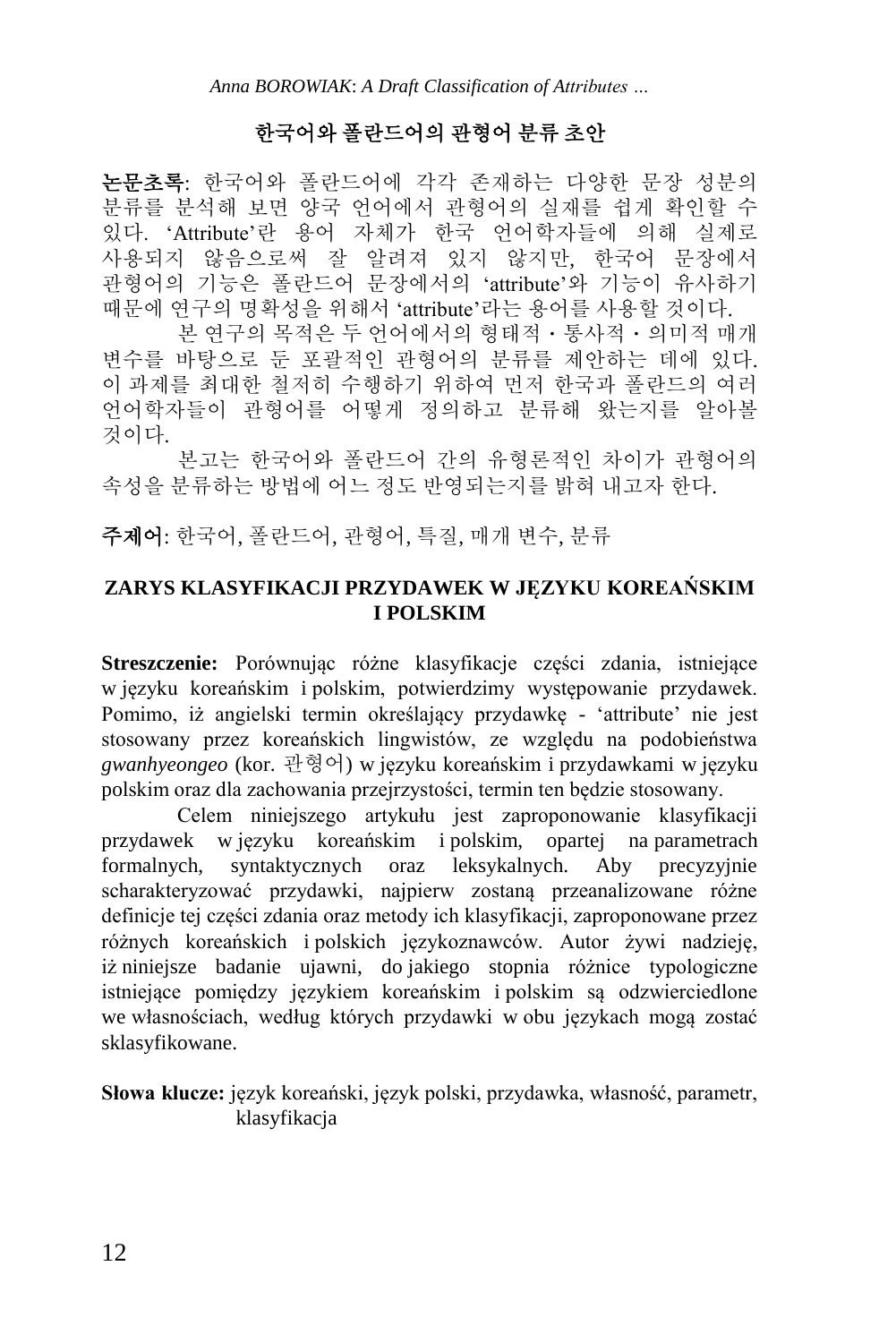## 한국어와 폴란드어의 관형어 분류 초안

**논문초록**: 한국어와 폴란드어에 각각 존재하는 다양한 문장 성분의 분류를 분석해 보면 양국 언어에서 관형어의 실재를 쉽게 확인할 수 있다. 'Attribute'란 용어 자체가 한국 언어학자들에 의해 실제로 사용되지 않음으로써 잘 알려져 있지 않지만, 한국어 문장에서 관형어의 기능은 폴란드어 문장에서의 'attribute'와 기능이 유사하기 때문에 연구의 명확성을 위해서 'attribute'라는 용어를 사용할 것이다.

본 연구의 목적은 두 언어에서의 형태적・통사적・의미적 매개 변수를 바탕으로 둔 포괄적인 관형어의 분류를 제안하는 데에 있다. 이 과제를 최대한 철저히 수행하기 위하여 먼저 한국과 폴란드의 여러 언어학자들이 관형어를 어떻게 정의하고 분류해 왔는지를 알아볼 것이다.

본고는 한국어와 폴란드어 간의 유형론적인 차이가 관형어의 속성을 분류하는 방법에 어느 정도 반영되는지를 밝혀 내고자 한다.

**주제어**: 한국어, 폴란드어, 관형어, 특질, 매개 변수, 분류

## ZARYS KLASYFIKACJI PRZYDAWEK W JĘZYKU KOREAŃSKIM I POLSKIM

**Streszczenie:** Porównując różne klasyfikacje części zdania, istniejące w języku koreańskim i polskim, potwierdzimy występowanie przydawek. Pomimo, iż angielski termin określający przydawkę - 'attribute' nie jest stosowany przez koreańskich lingwistów, ze względu na podobieństwa *gwanhyeongeo* (kor. 관형어) w języku koreańskim i przydawkami w języku polskim oraz dla zachowania przejrzystości, termin ten będzie stosowany.

Celem niniejszego artykułu jest zaproponowanie klasyfikacji przydawek w języku koreańskim i polskim, opartej na parametrach formalnych, syntaktycznych oraz leksykalnych. Aby precyzyjnie scharakteryzować przydawki, najpierw zostaną przeanalizowane różne definicje tej części zdania oraz metody ich klasyfikacji, zaproponowane przez różnych koreańskich i polskich językoznawców. Autor żywi nadzieję, iż niniejsze badanie ujawni, do jakiego stopnia różnice typologiczne istniejące pomiędzy językiem koreańskim i polskim są odzwierciedlone we własnościach, według których przydawki w obu językach mogą zostać sklasyfikowane.

**Słowa klucze:** język koreański, język polski, przydawka, własność, parametr, klasyfikacja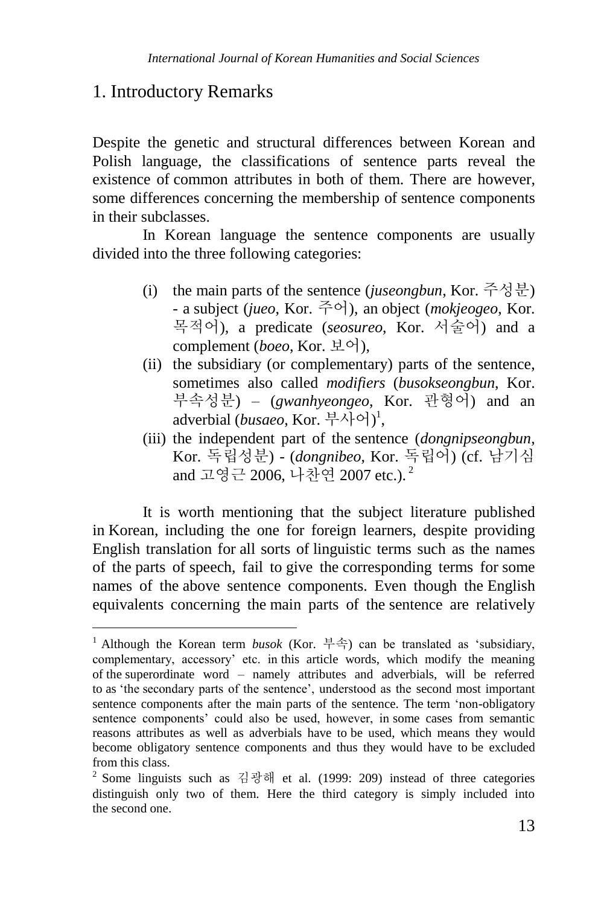## 1. Introductory Remarks

Despite the genetic and structural differences between Korean and Polish language, the classifications of sentence parts reveal the existence of common attributes in both of them. There are however, some differences concerning the membership of sentence components in their subclasses.

In Korean language the sentence components are usually divided into the three following categories:

- (i) the main parts of the sentence (*juseongbun*, Kor. 주성분) - a subject (*jueo*, Kor. 주어), an object (*mokjeogeo*, Kor. 목적어), a predicate (*seosureo*, Kor. 서술어) and a complement (*boeo*, Kor. 보어),
- (ii) the subsidiary (or complementary) parts of the sentence, sometimes also called *modifiers* (*busokseongbun*, Kor. 부속성분) – (*gwanhyeongeo*, Kor. 관형어) and an adverbial (*busaeo*, Kor. 부사어)[1],
- (iii) the independent part of the sentence (*dongnipseongbun*, Kor. 독립성분) - (*dongnibeo*, Kor. 독립어) (cf. 남기심 and 고영근 2006, 나찬연 2007 etc.).[2]

It is worth mentioning that the subject literature published in Korean, including the one for foreign learners, despite providing English translation for all sorts of linguistic terms such as the names of the parts of speech, fail to give the corresponding terms for some names of the above sentence components. Even though the English equivalents concerning the main parts of the sentence are relatively

---

[1] Although the Korean term *busok* (Kor. 부속) can be translated as 'subsidiary, complementary, accessory' etc. in this article words, which modify the meaning of the superordinate word – namely attributes and adverbials, will be referred to as 'the secondary parts of the sentence', understood as the second most important sentence components after the main parts of the sentence. The term 'non-obligatory sentence components' could also be used, however, in some cases from semantic reasons attributes as well as adverbials have to be used, which means they would become obligatory sentence components and thus they would have to be excluded from this class.

[2] Some linguists such as 김광해 et al. (1999: 209) instead of three categories distinguish only two of them. Here the third category is simply included into the second one.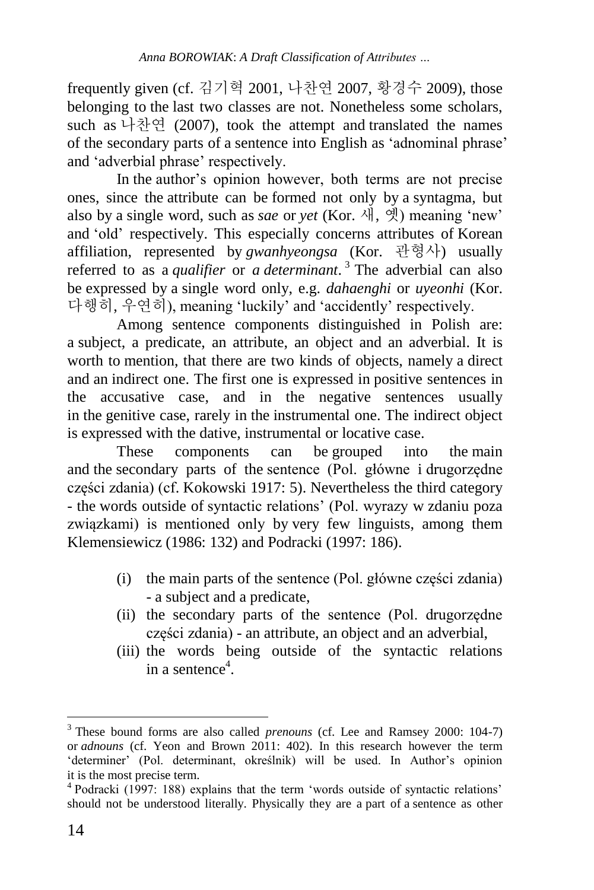frequently given (cf. 김기혁 2001, 나찬연 2007, 황경수 2009), those belonging to the last two classes are not. Nonetheless some scholars, such as 나찬연 (2007), took the attempt and translated the names of the secondary parts of a sentence into English as 'adnominal phrase' and 'adverbial phrase' respectively.

In the author's opinion however, both terms are not precise ones, since the attribute can be formed not only by a syntagma, but also by a single word, such as *sae* or *yet* (Kor. 새, 옛) meaning 'new' and 'old' respectively. This especially concerns attributes of Korean affiliation, represented by *gwanhyeongsa* (Kor. 관형사) usually referred to as a *qualifier* or *a determinant*.[3] The adverbial can also be expressed by a single word only, e.g. *dahaenghi* or *uyeonhi* (Kor. 다행히, 우연히), meaning 'luckily' and 'accidently' respectively.

Among sentence components distinguished in Polish are: a subject, a predicate, an attribute, an object and an adverbial. It is worth to mention, that there are two kinds of objects, namely a direct and an indirect one. The first one is expressed in positive sentences in the accusative case, and in the negative sentences usually in the genitive case, rarely in the instrumental one. The indirect object is expressed with the dative, instrumental or locative case.

These components can be grouped into the main and the secondary parts of the sentence (Pol. główne i drugorzędne części zdania) (cf. Kokowski 1917: 5). Nevertheless the third category - the words outside of syntactic relations' (Pol. wyrazy w zdaniu poza związkami) is mentioned only by very few linguists, among them Klemensiewicz (1986: 132) and Podracki (1997: 186).

(i) the main parts of the sentence (Pol. główne części zdania) - a subject and a predicate,
(ii) the secondary parts of the sentence (Pol. drugorzędne części zdania) - an attribute, an object and an adverbial,
(iii) the words being outside of the syntactic relations in a sentence[4].

---

[3] These bound forms are also called *prenouns* (cf. Lee and Ramsey 2000: 104-7) or *adnouns* (cf. Yeon and Brown 2011: 402). In this research however the term 'determiner' (Pol. determinant, określnik) will be used. In Author's opinion it is the most precise term.

[4] Podracki (1997: 188) explains that the term 'words outside of syntactic relations' should not be understood literally. Physically they are a part of a sentence as other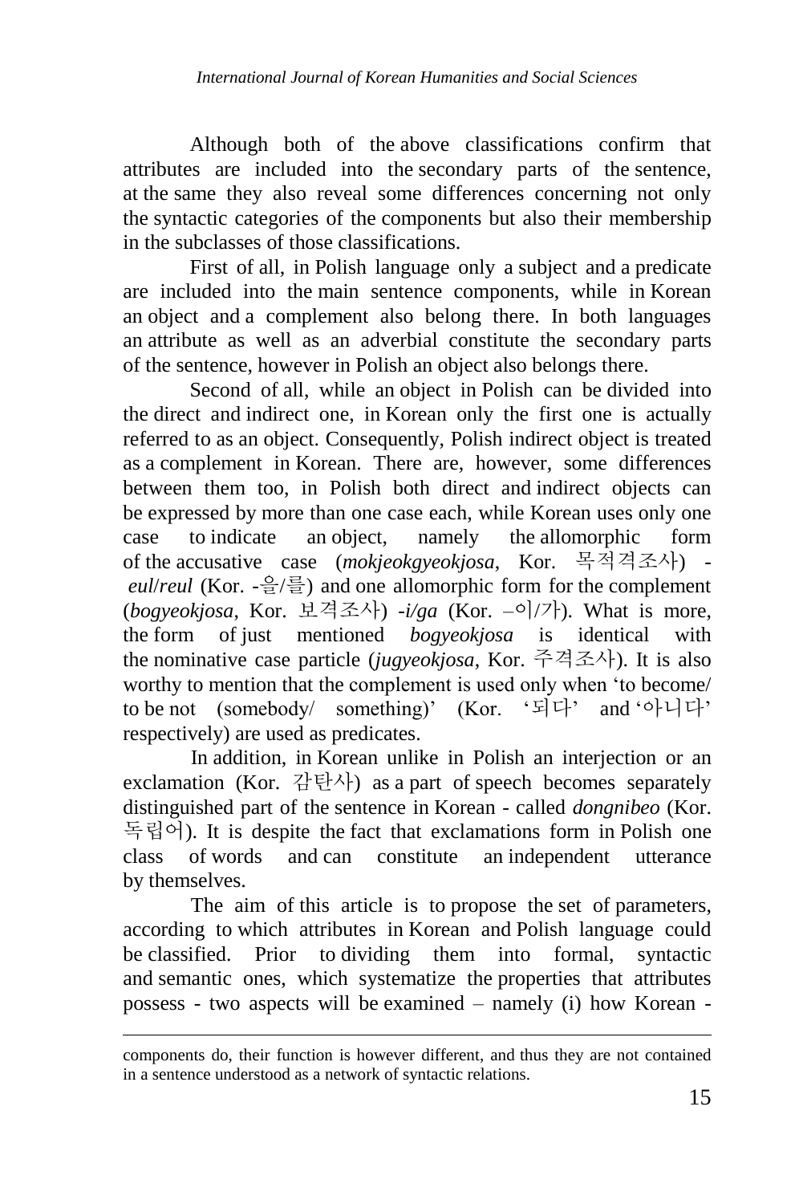Although both of the above classifications confirm that attributes are included into the secondary parts of the sentence, at the same they also reveal some differences concerning not only the syntactic categories of the components but also their membership in the subclasses of those classifications.

First of all, in Polish language only a subject and a predicate are included into the main sentence components, while in Korean an object and a complement also belong there. In both languages an attribute as well as an adverbial constitute the secondary parts of the sentence, however in Polish an object also belongs there.

Second of all, while an object in Polish can be divided into the direct and indirect one, in Korean only the first one is actually referred to as an object. Consequently, Polish indirect object is treated as a complement in Korean. There are, however, some differences between them too, in Polish both direct and indirect objects can be expressed by more than one case each, while Korean uses only one case to indicate an object, namely the allomorphic form of the accusative case (*mokjeokgyeokjosa*, Kor. 목적격조사) - *eul*/*reul* (Kor. -을/를) and one allomorphic form for the complement (*bogyeokjosa*, Kor. 보격조사) -*i/ga* (Kor. –이/가). What is more, the form of just mentioned *bogyeokjosa* is identical with the nominative case particle (*jugyeokjosa*, Kor. 주격조사). It is also worthy to mention that the complement is used only when 'to become/ to be not (somebody/ something)' (Kor. '되다' and '아니다' respectively) are used as predicates.

In addition, in Korean unlike in Polish an interjection or an exclamation (Kor. 감탄사) as a part of speech becomes separately distinguished part of the sentence in Korean - called *dongnibeo* (Kor. 독립어). It is despite the fact that exclamations form in Polish one class of words and can constitute an independent utterance by themselves.

The aim of this article is to propose the set of parameters, according to which attributes in Korean and Polish language could be classified. Prior to dividing them into formal, syntactic and semantic ones, which systematize the properties that attributes possess - two aspects will be examined – namely (i) how Korean -

---

components do, their function is however different, and thus they are not contained in a sentence understood as a network of syntactic relations.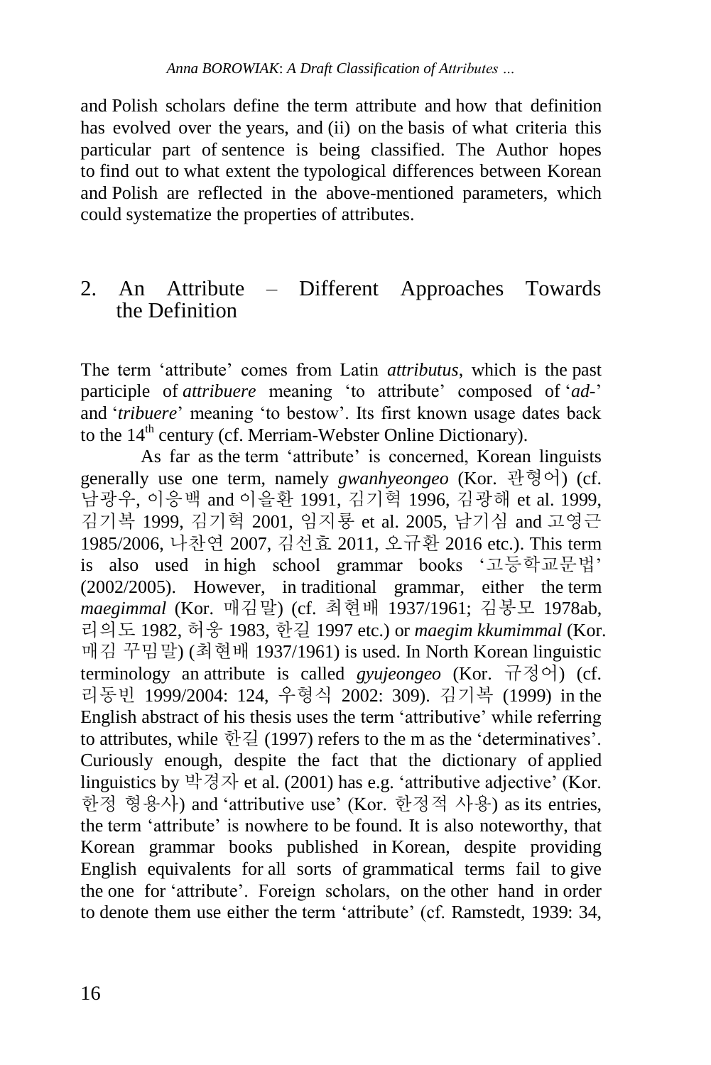and Polish scholars define the term attribute and how that definition has evolved over the years, and (ii) on the basis of what criteria this particular part of sentence is being classified. The Author hopes to find out to what extent the typological differences between Korean and Polish are reflected in the above-mentioned parameters, which could systematize the properties of attributes.

## 2. An Attribute – Different Approaches Towards the Definition

The term 'attribute' comes from Latin *attributus*, which is the past participle of *attribuere* meaning 'to attribute' composed of '*ad-*' and '*tribuere*' meaning 'to bestow'. Its first known usage dates back to the 14th century (cf. Merriam-Webster Online Dictionary).

As far as the term 'attribute' is concerned, Korean linguists generally use one term, namely *gwanhyeongeo* (Kor. 관형어) (cf. 남광우, 이응백 and 이을환 1991, 김기혁 1996, 김광해 et al. 1999, 김기복 1999, 김기혁 2001, 임지룡 et al. 2005, 남기심 and 고영근 1985/2006, 나찬연 2007, 김선효 2011, 오규환 2016 etc.). This term is also used in high school grammar books '고등학교문법' (2002/2005). However, in traditional grammar, either the term *maegimmal* (Kor. 매김말) (cf. 최현배 1937/1961; 김봉모 1978ab, 리의도 1982, 허웅 1983, 한길 1997 etc.) or *maegim kkumimmal* (Kor. 매김 꾸밈말) (최현배 1937/1961) is used. In North Korean linguistic terminology an attribute is called *gyujeongeo* (Kor. 규정어) (cf. 리동빈 1999/2004: 124, 우형식 2002: 309). 김기복 (1999) in the English abstract of his thesis uses the term 'attributive' while referring to attributes, while 한길 (1997) refers to the m as the 'determinatives'. Curiously enough, despite the fact that the dictionary of applied linguistics by 박경자 et al. (2001) has e.g. 'attributive adjective' (Kor. 한정 형용사) and 'attributive use' (Kor. 한정적 사용) as its entries, the term 'attribute' is nowhere to be found. It is also noteworthy, that Korean grammar books published in Korean, despite providing English equivalents for all sorts of grammatical terms fail to give the one for 'attribute'. Foreign scholars, on the other hand in order to denote them use either the term 'attribute' (cf. Ramstedt, 1939: 34,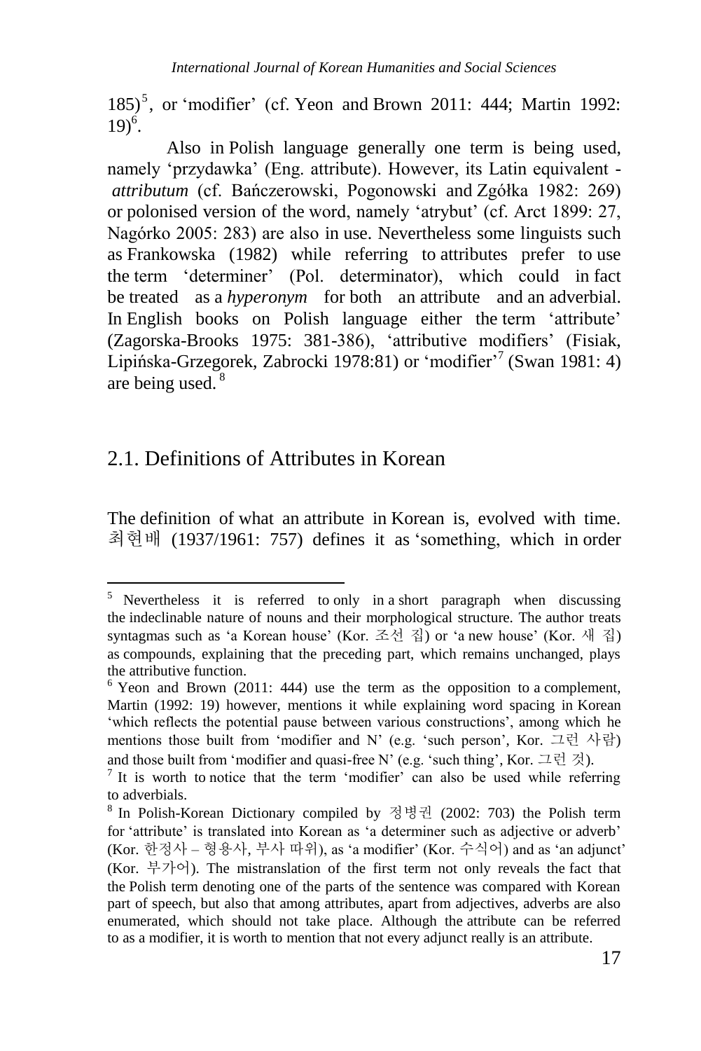185)[5], or 'modifier' (cf. Yeon and Brown 2011: 444; Martin 1992: 19)[6].

Also in Polish language generally one term is being used, namely 'przydawka' (Eng. attribute). However, its Latin equivalent - *attributum* (cf. Bańczerowski, Pogonowski and Zgółka 1982: 269) or polonised version of the word, namely 'atrybut' (cf. Arct 1899: 27, Nagórko 2005: 283) are also in use. Nevertheless some linguists such as Frankowska (1982) while referring to attributes prefer to use the term 'determiner' (Pol. determinator), which could in fact be treated as a *hyperonym* for both an attribute and an adverbial. In English books on Polish language either the term 'attribute' (Zagorska-Brooks 1975: 381-386), 'attributive modifiers' (Fisiak, Lipińska-Grzegorek, Zabrocki 1978:81) or 'modifier'[7] (Swan 1981: 4) are being used.[8]

## 2.1. Definitions of Attributes in Korean

The definition of what an attribute in Korean is, evolved with time. 최현배 (1937/1961: 757) defines it as 'something, which in order

---

[5] Nevertheless it is referred to only in a short paragraph when discussing the indeclinable nature of nouns and their morphological structure. The author treats syntagmas such as 'a Korean house' (Kor. 조선 집) or 'a new house' (Kor. 새 집) as compounds, explaining that the preceding part, which remains unchanged, plays the attributive function.

[6] Yeon and Brown (2011: 444) use the term as the opposition to a complement, Martin (1992: 19) however, mentions it while explaining word spacing in Korean 'which reflects the potential pause between various constructions', among which he mentions those built from 'modifier and N' (e.g. 'such person', Kor. 그런 사람) and those built from 'modifier and quasi-free N' (e.g. 'such thing', Kor. 그런 것).

[7] It is worth to notice that the term 'modifier' can also be used while referring to adverbials.

[8] In Polish-Korean Dictionary compiled by 정병권 (2002: 703) the Polish term for 'attribute' is translated into Korean as 'a determiner such as adjective or adverb' (Kor. 한정사 – 형용사, 부사 따위), as 'a modifier' (Kor. 수식어) and as 'an adjunct' (Kor. 부가어). The mistranslation of the first term not only reveals the fact that the Polish term denoting one of the parts of the sentence was compared with Korean part of speech, but also that among attributes, apart from adjectives, adverbs are also enumerated, which should not take place. Although the attribute can be referred to as a modifier, it is worth to mention that not every adjunct really is an attribute.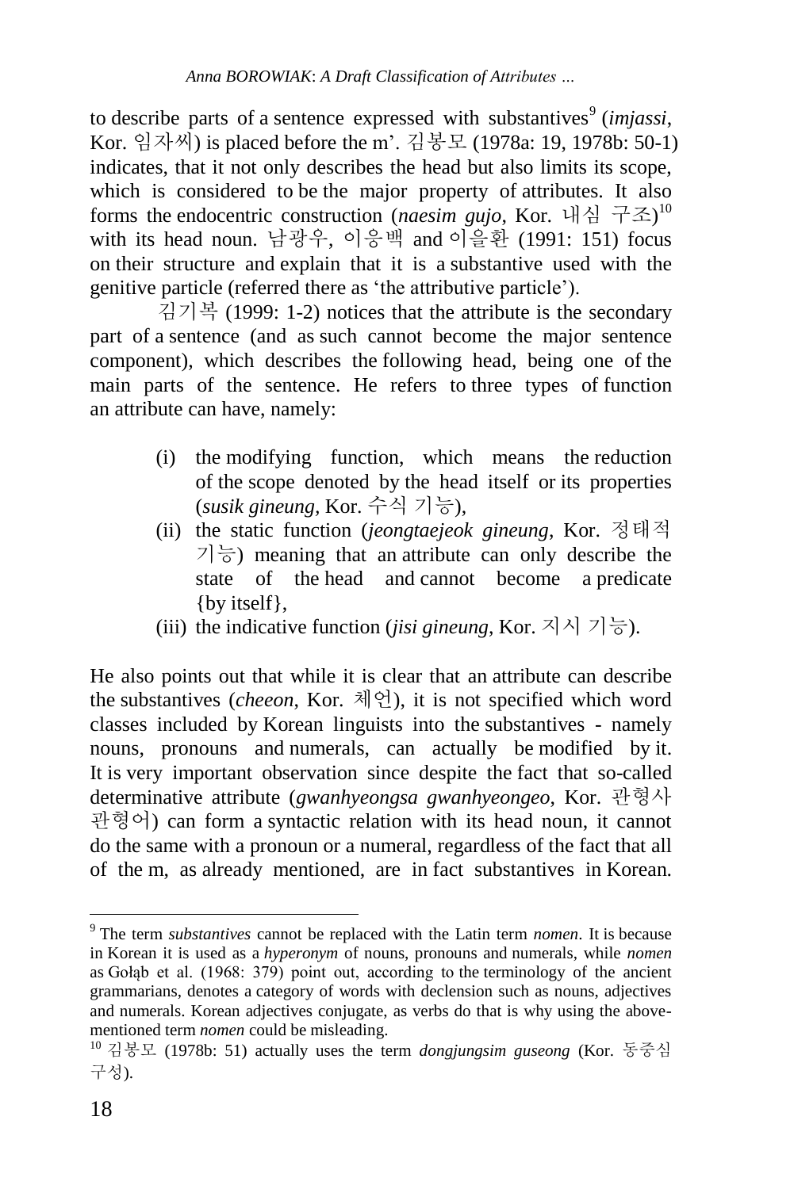to describe parts of a sentence expressed with substantives[9] (*imjassi*, Kor. 임자씨) is placed before the m'. 김봉모 (1978a: 19, 1978b: 50-1) indicates, that it not only describes the head but also limits its scope, which is considered to be the major property of attributes. It also forms the endocentric construction (*naesim gujo*, Kor. 내심 구조)[10] with its head noun. 남광우, 이응백 and 이을환 (1991: 151) focus on their structure and explain that it is a substantive used with the genitive particle (referred there as 'the attributive particle').

김기복 (1999: 1-2) notices that the attribute is the secondary part of a sentence (and as such cannot become the major sentence component), which describes the following head, being one of the main parts of the sentence. He refers to three types of function an attribute can have, namely:

(i) the modifying function, which means the reduction of the scope denoted by the head itself or its properties (*susik gineung*, Kor. 수식 기능),
(ii) the static function (*jeongtaejeok gineung*, Kor. 정태적 기능) meaning that an attribute can only describe the state of the head and cannot become a predicate {by itself},
(iii) the indicative function (*jisi gineung*, Kor. 지시 기능).

He also points out that while it is clear that an attribute can describe the substantives (*cheeon*, Kor. 체언), it is not specified which word classes included by Korean linguists into the substantives - namely nouns, pronouns and numerals, can actually be modified by it. It is very important observation since despite the fact that so-called determinative attribute (*gwanhyeongsa gwanhyeongeo*, Kor. 관형사 관형어) can form a syntactic relation with its head noun, it cannot do the same with a pronoun or a numeral, regardless of the fact that all of the m, as already mentioned, are in fact substantives in Korean.

---

[9] The term *substantives* cannot be replaced with the Latin term *nomen*. It is because in Korean it is used as a *hyperonym* of nouns, pronouns and numerals, while *nomen* as Gołąb et al. (1968: 379) point out, according to the terminology of the ancient grammarians, denotes a category of words with declension such as nouns, adjectives and numerals. Korean adjectives conjugate, as verbs do that is why using the above-mentioned term *nomen* could be misleading.

[10] 김봉모 (1978b: 51) actually uses the term *dongjungsim guseong* (Kor. 동중심 구성).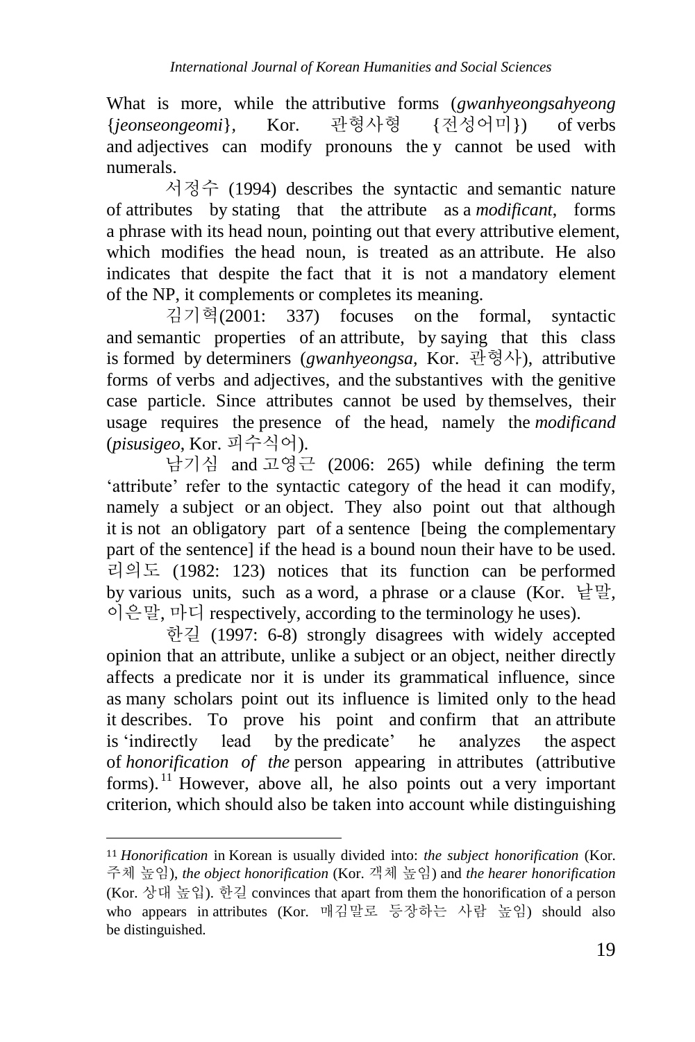What is more, while the attributive forms (*gwanhyeongsahyeong* {*jeonseongeomi*}, Kor. 관형사형 {전성어미}) of verbs and adjectives can modify pronouns the y cannot be used with numerals.

서정수 (1994) describes the syntactic and semantic nature of attributes by stating that the attribute as a *modificant*, forms a phrase with its head noun, pointing out that every attributive element, which modifies the head noun, is treated as an attribute. He also indicates that despite the fact that it is not a mandatory element of the NP, it complements or completes its meaning.

김기혁(2001: 337) focuses on the formal, syntactic and semantic properties of an attribute, by saying that this class is formed by determiners (*gwanhyeongsa*, Kor. 관형사), attributive forms of verbs and adjectives, and the substantives with the genitive case particle. Since attributes cannot be used by themselves, their usage requires the presence of the head, namely the *modificand* (*pisusigeo*, Kor. 피수식어).

남기심 and 고영근 (2006: 265) while defining the term 'attribute' refer to the syntactic category of the head it can modify, namely a subject or an object. They also point out that although it is not an obligatory part of a sentence [being the complementary part of the sentence] if the head is a bound noun their have to be used. 리의도 (1982: 123) notices that its function can be performed by various units, such as a word, a phrase or a clause (Kor. 낱말, 이은말, 마디 respectively, according to the terminology he uses).

한길 (1997: 6-8) strongly disagrees with widely accepted opinion that an attribute, unlike a subject or an object, neither directly affects a predicate nor it is under its grammatical influence, since as many scholars point out its influence is limited only to the head it describes. To prove his point and confirm that an attribute is 'indirectly lead by the predicate' he analyzes the aspect of *honorification of the* person appearing in attributes (attributive forms).[11] However, above all, he also points out a very important criterion, which should also be taken into account while distinguishing

---

[11] *Honorification* in Korean is usually divided into: *the subject honorification* (Kor. 주체 높임), *the object honorification* (Kor. 객체 높임) and *the hearer honorification* (Kor. 상대 높입). 한길 convinces that apart from them the honorification of a person who appears in attributes (Kor. 매김말로 등장하는 사람 높임) should also be distinguished.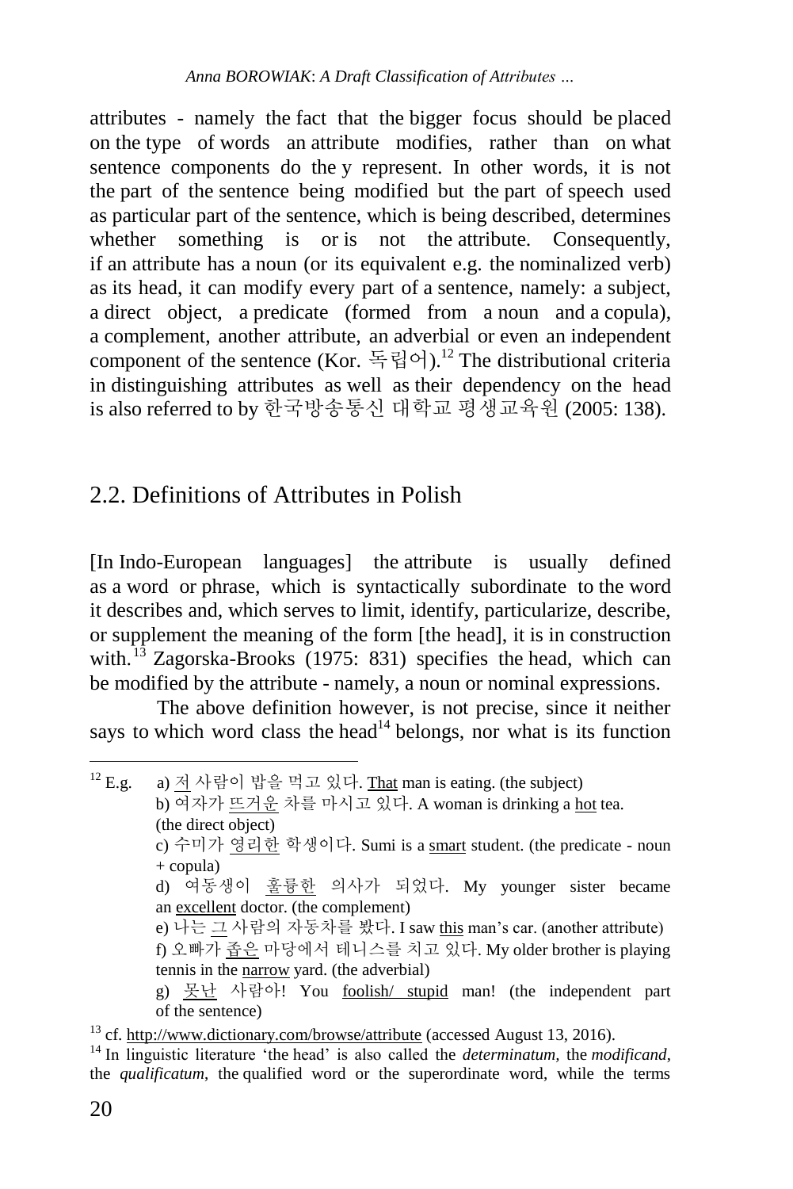attributes - namely the fact that the bigger focus should be placed on the type of words an attribute modifies, rather than on what sentence components do the y represent. In other words, it is not the part of the sentence being modified but the part of speech used as particular part of the sentence, which is being described, determines whether something is or is not the attribute. Consequently, if an attribute has a noun (or its equivalent e.g. the nominalized verb) as its head, it can modify every part of a sentence, namely: a subject, a direct object, a predicate (formed from a noun and a copula), a complement, another attribute, an adverbial or even an independent component of the sentence (Kor. 독립어).[12] The distributional criteria in distinguishing attributes as well as their dependency on the head is also referred to by 한국방송통신 대학교 평생교육원 (2005: 138).

## 2.2. Definitions of Attributes in Polish

[In Indo-European languages] the attribute is usually defined as a word or phrase, which is syntactically subordinate to the word it describes and, which serves to limit, identify, particularize, describe, or supplement the meaning of the form [the head], it is in construction with.[13] Zagorska-Brooks (1975: 831) specifies the head, which can be modified by the attribute - namely, a noun or nominal expressions.

The above definition however, is not precise, since it neither says to which word class the head[14] belongs, nor what is its function

---

[12] E.g.
a) 저 사람이 밥을 먹고 있다. That man is eating. (the subject)
b) 여자가 뜨거운 차를 마시고 있다. A woman is drinking a hot tea. (the direct object)
c) 수미가 영리한 학생이다. Sumi is a smart student. (the predicate - noun + copula)
d) 여동생이 훌륭한 의사가 되었다. My younger sister became an excellent doctor. (the complement)
e) 나는 그 사람의 자동차를 봤다. I saw this man's car. (another attribute)
f) 오빠가 좁은 마당에서 테니스를 치고 있다. My older brother is playing tennis in the narrow yard. (the adverbial)
g) 못난 사람아! You foolish/ stupid man! (the independent part of the sentence)

[13] cf. http://www.dictionary.com/browse/attribute (accessed August 13, 2016).

[14] In linguistic literature 'the head' is also called the *determinatum*, the *modificand*, the *qualificatum*, the qualified word or the superordinate word, while the terms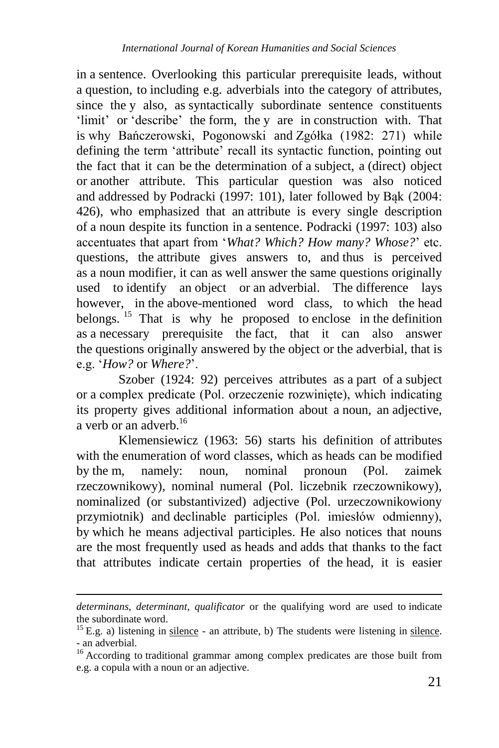in a sentence. Overlooking this particular prerequisite leads, without a question, to including e.g. adverbials into the category of attributes, since they also, as syntactically subordinate sentence constituents 'limit' or 'describe' the form, they are in construction with. That is why Bańczerowski, Pogonowski and Zgółka (1982: 271) while defining the term 'attribute' recall its syntactic function, pointing out the fact that it can be the determination of a subject, a (direct) object or another attribute. This particular question was also noticed and addressed by Podracki (1997: 101), later followed by Bąk (2004: 426), who emphasized that an attribute is every single description of a noun despite its function in a sentence. Podracki (1997: 103) also accentuates that apart from '*What? Which? How many? Whose?*' etc. questions, the attribute gives answers to, and thus is perceived as a noun modifier, it can as well answer the same questions originally used to identify an object or an adverbial. The difference lays however, in the above-mentioned word class, to which the head belongs. [15] That is why he proposed to enclose in the definition as a necessary prerequisite the fact, that it can also answer the questions originally answered by the object or the adverbial, that is e.g. '*How?* or *Where?*'.

Szober (1924: 92) perceives attributes as a part of a subject or a complex predicate (Pol. orzeczenie rozwinięte), which indicating its property gives additional information about a noun, an adjective, a verb or an adverb.[16]

Klemensiewicz (1963: 56) starts his definition of attributes with the enumeration of word classes, which as heads can be modified by them, namely: noun, nominal pronoun (Pol. zaimek rzeczownikowy), nominal numeral (Pol. liczebnik rzeczownikowy), nominalized (or substantivized) adjective (Pol. urzeczownikowiony przymiotnik) and declinable participles (Pol. imiesłów odmienny), by which he means adjectival participles. He also notices that nouns are the most frequently used as heads and adds that thanks to the fact that attributes indicate certain properties of the head, it is easier

---

*determinans*, *determinant*, *qualificator* or the qualifying word are used to indicate the subordinate word.

[15] E.g. a) listening in silence - an attribute, b) The students were listening in silence. - an adverbial.

[16] According to traditional grammar among complex predicates are those built from e.g. a copula with a noun or an adjective.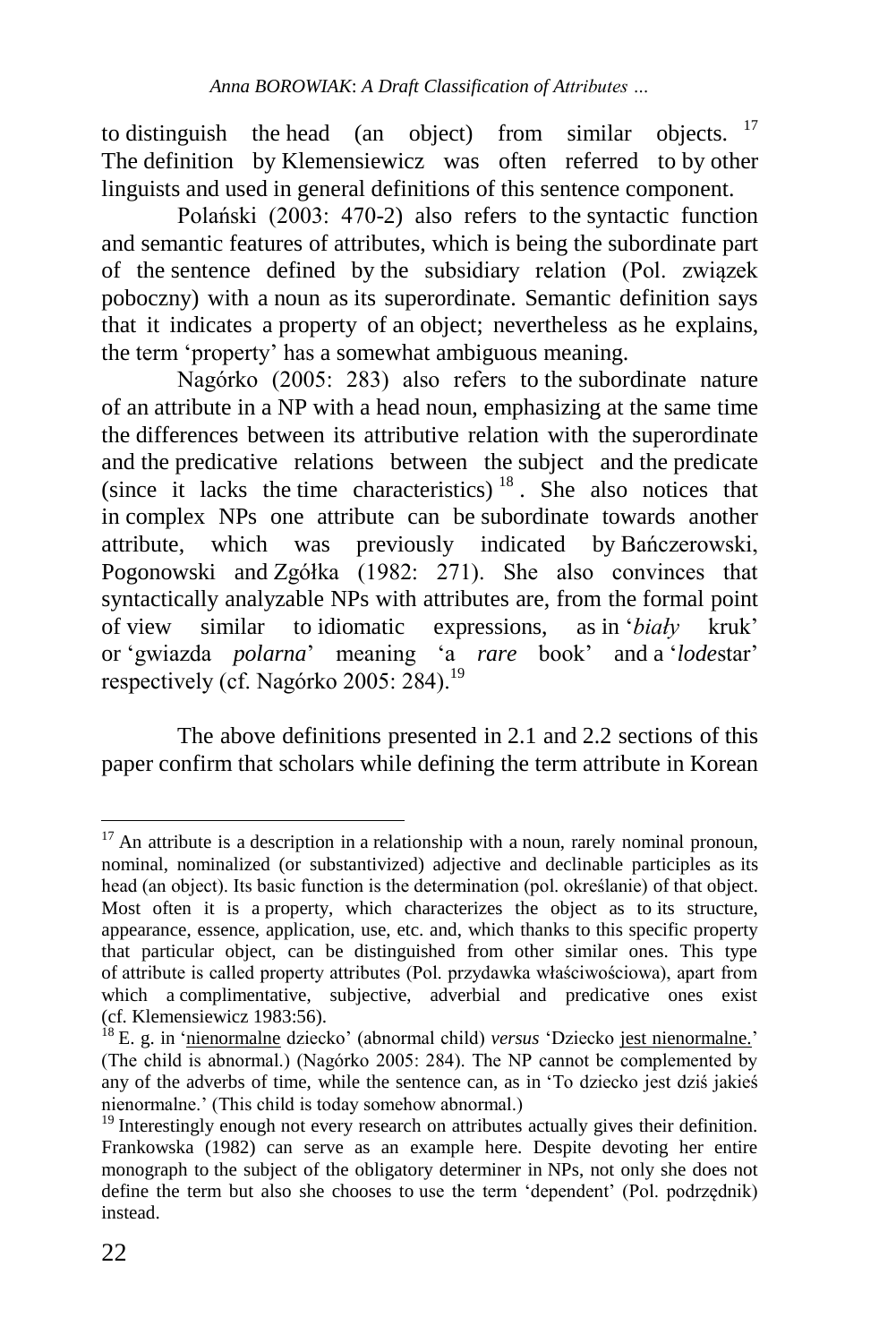to distinguish the head (an object) from similar objects. [17] The definition by Klemensiewicz was often referred to by other linguists and used in general definitions of this sentence component.

Polański (2003: 470-2) also refers to the syntactic function and semantic features of attributes, which is being the subordinate part of the sentence defined by the subsidiary relation (Pol. związek poboczny) with a noun as its superordinate. Semantic definition says that it indicates a property of an object; nevertheless as he explains, the term 'property' has a somewhat ambiguous meaning.

Nagórko (2005: 283) also refers to the subordinate nature of an attribute in a NP with a head noun, emphasizing at the same time the differences between its attributive relation with the superordinate and the predicative relations between the subject and the predicate (since it lacks the time characteristics) [18]. She also notices that in complex NPs one attribute can be subordinate towards another attribute, which was previously indicated by Bańczerowski, Pogonowski and Zgółka (1982: 271). She also convinces that syntactically analyzable NPs with attributes are, from the formal point of view similar to idiomatic expressions, as in '*biały* kruk' or 'gwiazda *polarna*' meaning 'a *rare* book' and a '*lode*star' respectively (cf. Nagórko 2005: 284).[19]

The above definitions presented in 2.1 and 2.2 sections of this paper confirm that scholars while defining the term attribute in Korean

---

[17] An attribute is a description in a relationship with a noun, rarely nominal pronoun, nominal, nominalized (or substantivized) adjective and declinable participles as its head (an object). Its basic function is the determination (pol. określanie) of that object. Most often it is a property, which characterizes the object as to its structure, appearance, essence, application, use, etc. and, which thanks to this specific property that particular object, can be distinguished from other similar ones. This type of attribute is called property attributes (Pol. przydawka właściwościowa), apart from which a complimentative, subjective, adverbial and predicative ones exist (cf. Klemensiewicz 1983:56).

[18] E. g. in '<u>nienormalne</u> dziecko' (abnormal child) *versus* 'Dziecko <u>jest nienormalne.</u>' (The child is abnormal.) (Nagórko 2005: 284). The NP cannot be complemented by any of the adverbs of time, while the sentence can, as in 'To dziecko jest dziś jakieś nienormalne.' (This child is today somehow abnormal.)

[19] Interestingly enough not every research on attributes actually gives their definition. Frankowska (1982) can serve as an example here. Despite devoting her entire monograph to the subject of the obligatory determiner in NPs, not only she does not define the term but also she chooses to use the term 'dependent' (Pol. podrzędnik) instead.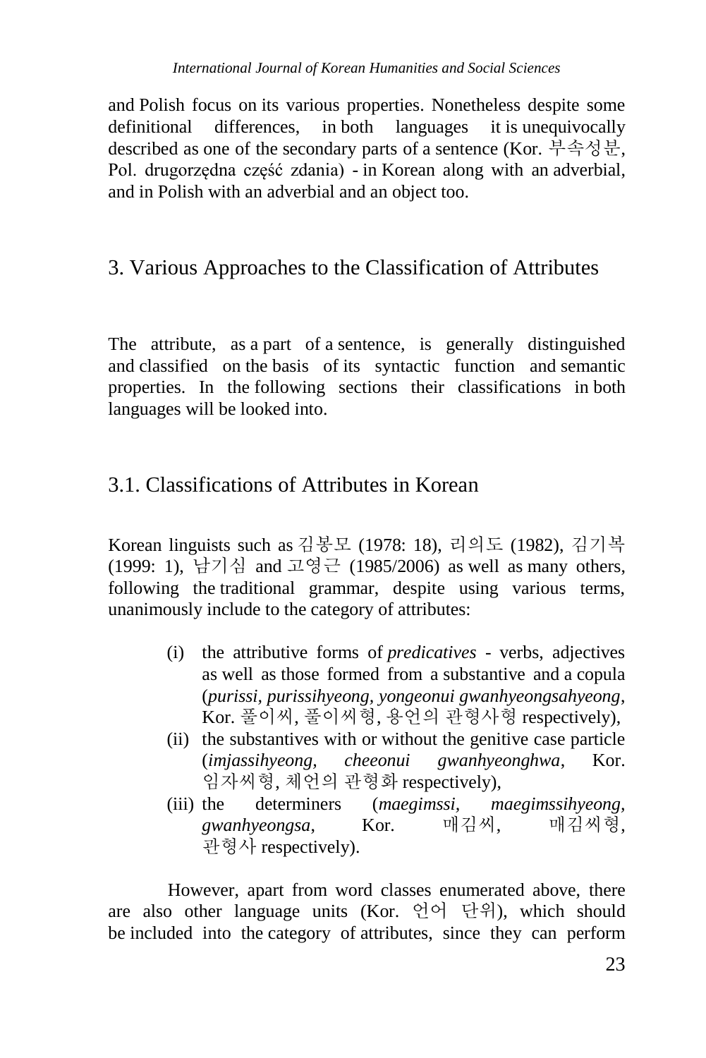and Polish focus on its various properties. Nonetheless despite some definitional differences, in both languages it is unequivocally described as one of the secondary parts of a sentence (Kor. 부속성분, Pol. drugorzędna część zdania) - in Korean along with an adverbial, and in Polish with an adverbial and an object too.

## 3. Various Approaches to the Classification of Attributes

The attribute, as a part of a sentence, is generally distinguished and classified on the basis of its syntactic function and semantic properties. In the following sections their classifications in both languages will be looked into.

### 3.1. Classifications of Attributes in Korean

Korean linguists such as 김봉모 (1978: 18), 리의도 (1982), 김기복 (1999: 1), 남기심 and 고영근 (1985/2006) as well as many others, following the traditional grammar, despite using various terms, unanimously include to the category of attributes:

- (i) the attributive forms of *predicatives* - verbs, adjectives as well as those formed from a substantive and a copula (*purissi*, *purissihyeong*, *yongeonui gwanhyeongsahyeong*, Kor. 풀이씨, 풀이씨형, 용언의 관형사형 respectively),
- (ii) the substantives with or without the genitive case particle (*imjassihyeong*, *cheeonui gwanhyeonghwa*, Kor. 임자씨형, 체언의 관형화 respectively),
- (iii) the determiners (*maegimssi*, *maegimssihyeong*, *gwanhyeongsa*, Kor. 매김씨, 매김씨형, 관형사 respectively).

However, apart from word classes enumerated above, there are also other language units (Kor. 언어 단위), which should be included into the category of attributes, since they can perform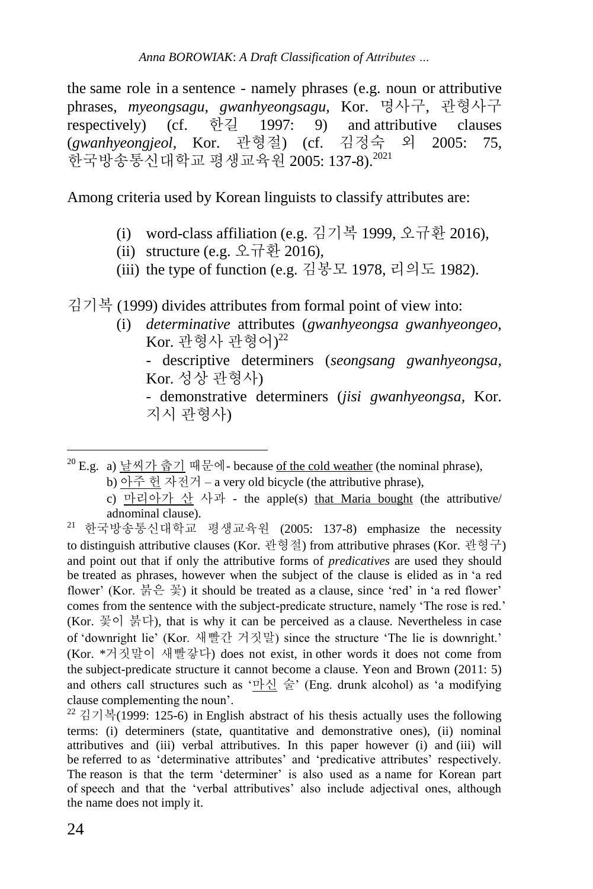the same role in a sentence - namely phrases (e.g. noun or attributive phrases, *myeongsagu, gwanhyeongsagu,* Kor. 명사구, 관형사구 respectively) (cf. 한길 1997: 9) and attributive clauses (*gwanhyeongjeol*, Kor. 관형절) (cf. 김정숙 외 2005: 75, 한국방송통신대학교 평생교육원 2005: 137-8).[20][21]

Among criteria used by Korean linguists to classify attributes are:

(i) word-class affiliation (e.g. 김기복 1999, 오규환 2016),
(ii) structure (e.g. 오규환 2016),
(iii) the type of function (e.g. 김봉모 1978, 리의도 1982).

김기복 (1999) divides attributes from formal point of view into:

(i) *determinative* attributes (*gwanhyeongsa gwanhyeongeo,* Kor. 관형사 관형어)[22]
 - descriptive determiners (*seongsang gwanhyeongsa*, Kor. 성상 관형사)
 - demonstrative determiners (*jisi gwanhyeongsa*, Kor. 지시 관형사)

---

[20] E.g. a) <u>날씨가 춥기</u> 때문에- because <u>of the cold weather</u> (the nominal phrase),
b) <u>아주 헌</u> 자전거 – a very old bicycle (the attributive phrase),
c) <u>마리아가 산</u> 사과 - the apple(s) <u>that Maria bought</u> (the attributive/ adnominal clause).

[21] 한국방송통신대학교 평생교육원 (2005: 137-8) emphasize the necessity to distinguish attributive clauses (Kor. 관형절) from attributive phrases (Kor. 관형구) and point out that if only the attributive forms of *predicatives* are used they should be treated as phrases, however when the subject of the clause is elided as in 'a red flower' (Kor. 붉은 꽃) it should be treated as a clause, since 'red' in 'a red flower' comes from the sentence with the subject-predicate structure, namely 'The rose is red.' (Kor. 꽃이 붉다), that is why it can be perceived as a clause. Nevertheless in case of 'downright lie' (Kor. 새빨간 거짓말) since the structure 'The lie is downright.' (Kor. *거짓말이 새빨갛다) does not exist, in other words it does not come from the subject-predicate structure it cannot become a clause. Yeon and Brown (2011: 5) and others call structures such as '<u>마신</u> 술' (Eng. drunk alcohol) as 'a modifying clause complementing the noun'.

[22] 김기복(1999: 125-6) in English abstract of his thesis actually uses the following terms: (i) determiners (state, quantitative and demonstrative ones), (ii) nominal attributives and (iii) verbal attributives. In this paper however (i) and (iii) will be referred to as 'determinative attributes' and 'predicative attributes' respectively. The reason is that the term 'determiner' is also used as a name for Korean part of speech and that the 'verbal attributives' also include adjectival ones, although the name does not imply it.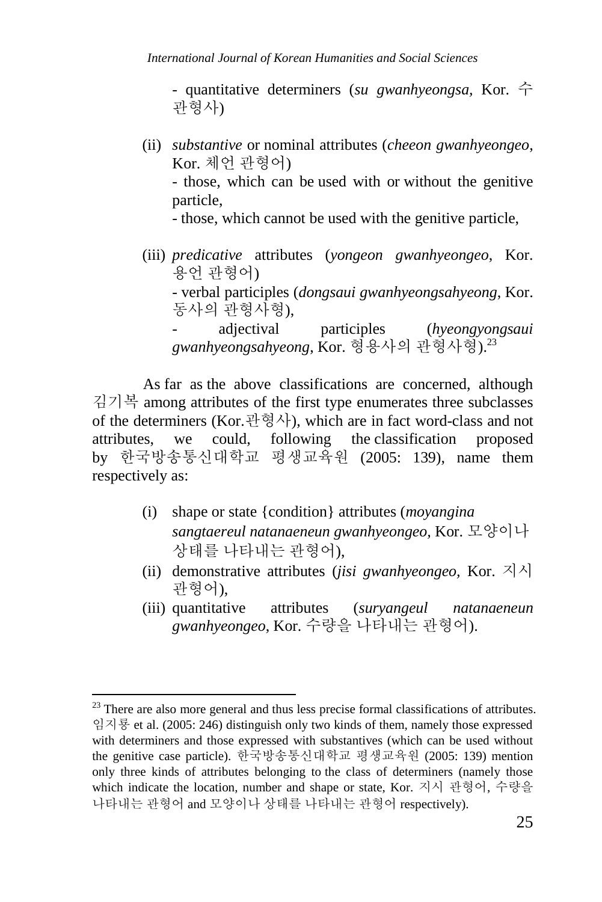- quantitative determiners (*su gwanhyeongsa*, Kor. 수 관형사)

(ii) *substantive* or nominal attributes (*cheeon gwanhyeongeo*, Kor. 체언 관형어)
- those, which can be used with or without the genitive particle,
- those, which cannot be used with the genitive particle,

(iii) *predicative* attributes (*yongeon gwanhyeongeo*, Kor. 용언 관형어)
- verbal participles (*dongsaui gwanhyeongsahyeong*, Kor. 동사의 관형사형),
- adjectival participles (*hyeongyongsaui gwanhyeongsahyeong*, Kor. 형용사의 관형사형).[23]

As far as the above classifications are concerned, although 김기복 among attributes of the first type enumerates three subclasses of the determiners (Kor.관형사), which are in fact word-class and not attributes, we could, following the classification proposed by 한국방송통신대학교 평생교육원 (2005: 139), name them respectively as:

(i) shape or state {condition} attributes (*moyangina sangtaereul natanaeneun gwanhyeongeo*, Kor. 모양이나 상태를 나타내는 관형어),
(ii) demonstrative attributes (*jisi gwanhyeongeo*, Kor. 지시 관형어),
(iii) quantitative attributes (*suryangeul natanaeneun gwanhyeongeo*, Kor. 수량을 나타내는 관형어).

---

[23] There are also more general and thus less precise formal classifications of attributes. 임지룡 et al. (2005: 246) distinguish only two kinds of them, namely those expressed with determiners and those expressed with substantives (which can be used without the genitive case particle). 한국방송통신대학교 평생교육원 (2005: 139) mention only three kinds of attributes belonging to the class of determiners (namely those which indicate the location, number and shape or state, Kor. 지시 관형어, 수량을 나타내는 관형어 and 모양이나 상태를 나타내는 관형어 respectively).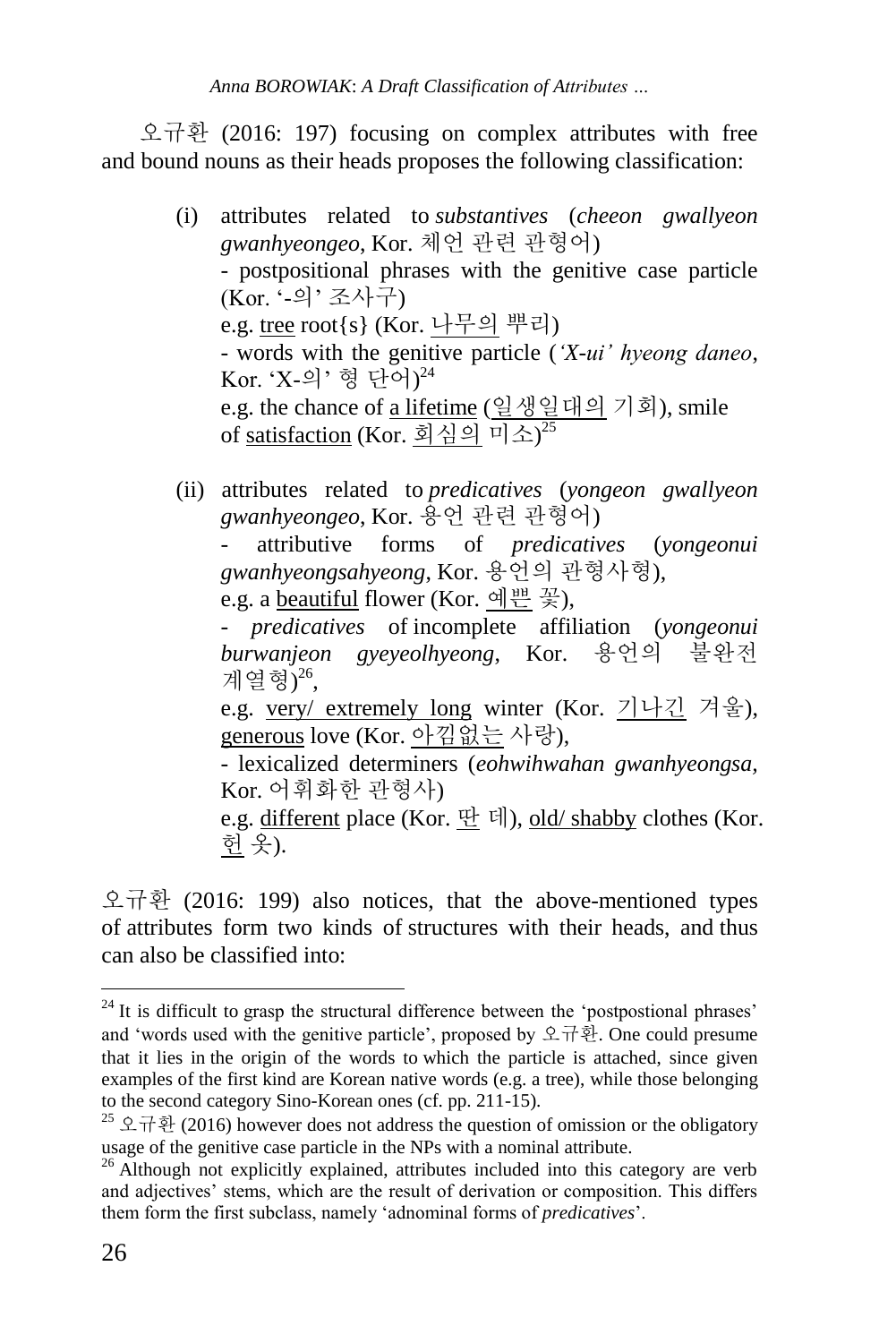오규환 (2016: 197) focusing on complex attributes with free and bound nouns as their heads proposes the following classification:

(i) attributes related to *substantives* (*cheeon gwallyeon gwanhyeongeo*, Kor. 체언 관련 관형어)
 - postpositional phrases with the genitive case particle (Kor. '-의' 조사구)
 e.g. <u>tree</u> root{s} (Kor. <u>나무의</u> 뿌리)
 - words with the genitive particle (*'X-ui' hyeong daneo*, Kor. 'X-의' 형 단어)[24]
 e.g. the chance of <u>a lifetime</u> (<u>일생일대의</u> 기회), smile of <u>satisfaction</u> (Kor. <u>회심의</u> 미소)[25]

(ii) attributes related to *predicatives* (*yongeon gwallyeon gwanhyeongeo*, Kor. 용언 관련 관형어)
 - attributive forms of *predicatives* (*yongeonui gwanhyeongsahyeong*, Kor. 용언의 관형사형),
 e.g. a <u>beautiful</u> flower (Kor. <u>예쁜</u> 꽃),
 - *predicatives* of incomplete affiliation (*yongeonui burwanjeon gyeyeolhyeong*, Kor. 용언의 불완전 계열형)[26],
 e.g. <u>very/ extremely long</u> winter (Kor. <u>기나긴</u> 겨울), <u>generous</u> love (Kor. <u>아낌없는</u> 사랑),
 - lexicalized determiners (*eohwihwahan gwanhyeongsa*, Kor. 어휘화한 관형사)
 e.g. <u>different</u> place (Kor. <u>딴</u> 데), <u>old/ shabby</u> clothes (Kor. <u>헌</u> 옷).

오규환 (2016: 199) also notices, that the above-mentioned types of attributes form two kinds of structures with their heads, and thus can also be classified into:

---

[24] It is difficult to grasp the structural difference between the 'postpostional phrases' and 'words used with the genitive particle', proposed by 오규환. One could presume that it lies in the origin of the words to which the particle is attached, since given examples of the first kind are Korean native words (e.g. a tree), while those belonging to the second category Sino-Korean ones (cf. pp. 211-15).

[25] 오규환 (2016) however does not address the question of omission or the obligatory usage of the genitive case particle in the NPs with a nominal attribute.

[26] Although not explicitly explained, attributes included into this category are verb and adjectives' stems, which are the result of derivation or composition. This differs them form the first subclass, namely 'adnominal forms of *predicatives*'.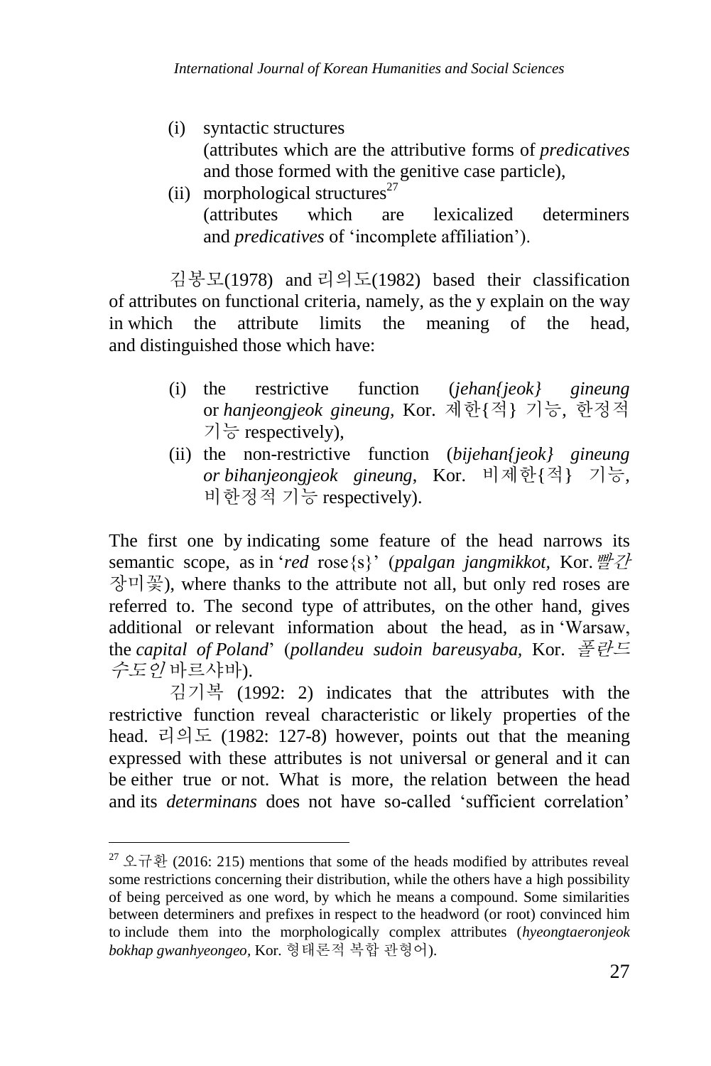(i) syntactic structures
(attributes which are the attributive forms of *predicatives* and those formed with the genitive case particle),

(ii) morphological structures[27]
(attributes which are lexicalized determiners and *predicatives* of 'incomplete affiliation').

김봉모(1978) and 리의도(1982) based their classification of attributes on functional criteria, namely, as the y explain on the way in which the attribute limits the meaning of the head, and distinguished those which have:

(i) the restrictive function (*jehan{jeok} gineung* or *hanjeongjeok gineung*, Kor. 제한{적} 기능, 한정적 기능 respectively),

(ii) the non-restrictive function (*bijehan{jeok} gineung or bihanjeongjeok gineung*, Kor. 비제한{적} 기능, 비한정적 기능 respectively).

The first one by indicating some feature of the head narrows its semantic scope, as in '*red* rose{s}' (*ppalgan jangmikkot*, Kor. *빨간* 장미꽃), where thanks to the attribute not all, but only red roses are referred to. The second type of attributes, on the other hand, gives additional or relevant information about the head, as in 'Warsaw, the *capital of Poland*' (*pollandeu sudoin bareusyaba*, Kor. *폴란드 수도인* 바르샤바).

김기복 (1992: 2) indicates that the attributes with the restrictive function reveal characteristic or likely properties of the head. 리의도 (1982: 127-8) however, points out that the meaning expressed with these attributes is not universal or general and it can be either true or not. What is more, the relation between the head and its *determinans* does not have so-called 'sufficient correlation'

---

[27] 오규환 (2016: 215) mentions that some of the heads modified by attributes reveal some restrictions concerning their distribution, while the others have a high possibility of being perceived as one word, by which he means a compound. Some similarities between determiners and prefixes in respect to the headword (or root) convinced him to include them into the morphologically complex attributes (*hyeongtaeronjeok bokhap gwanhyeongeo*, Kor. 형태론적 복합 관형어).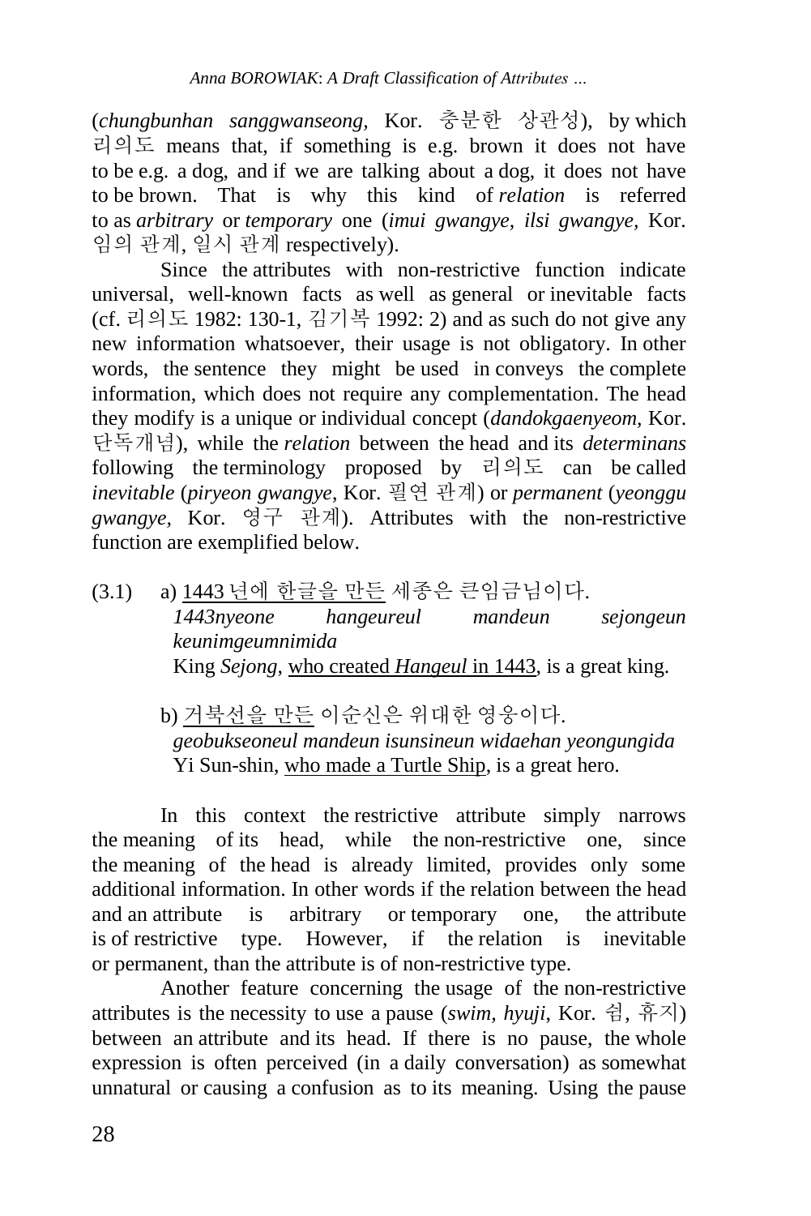(*chungbunhan sanggwanseong*, Kor. 충분한 상관성), by which 리의도 means that, if something is e.g. brown it does not have to be e.g. a dog, and if we are talking about a dog, it does not have to be brown. That is why this kind of *relation* is referred to as *arbitrary* or *temporary* one (*imui gwangye, ilsi gwangye*, Kor. 임의 관계, 일시 관계 respectively).

Since the attributes with non-restrictive function indicate universal, well-known facts as well as general or inevitable facts (cf. 리의도 1982: 130-1, 김기복 1992: 2) and as such do not give any new information whatsoever, their usage is not obligatory. In other words, the sentence they might be used in conveys the complete information, which does not require any complementation. The head they modify is a unique or individual concept (*dandokgaenyeom*, Kor. 단독개념), while the *relation* between the head and its *determinans* following the terminology proposed by 리의도 can be called *inevitable* (*piryeon gwangye*, Kor. 필연 관계) or *permanent* (*yeonggu gwangye*, Kor. 영구 관계). Attributes with the non-restrictive function are exemplified below.

(3.1) a) <u>1443 년에 한글을 만든</u> 세종은 큰임금님이다.
*1443nyeone hangeureul mandeun sejongeun keunimgeumnimida*
King *Sejong*, <u>who created *Hangeul* in 1443</u>, is a great king.

b) <u>거북선을 만든</u> 이순신은 위대한 영웅이다.
*geobukseoneul mandeun isunsineun widaehan yeongungida*
Yi Sun-shin, <u>who made a Turtle Ship</u>, is a great hero.

In this context the restrictive attribute simply narrows the meaning of its head, while the non-restrictive one, since the meaning of the head is already limited, provides only some additional information. In other words if the relation between the head and an attribute is arbitrary or temporary one, the attribute is of restrictive type. However, if the relation is inevitable or permanent, than the attribute is of non-restrictive type.

Another feature concerning the usage of the non-restrictive attributes is the necessity to use a pause (*swim, hyuji*, Kor. 쉼, 휴지) between an attribute and its head. If there is no pause, the whole expression is often perceived (in a daily conversation) as somewhat unnatural or causing a confusion as to its meaning. Using the pause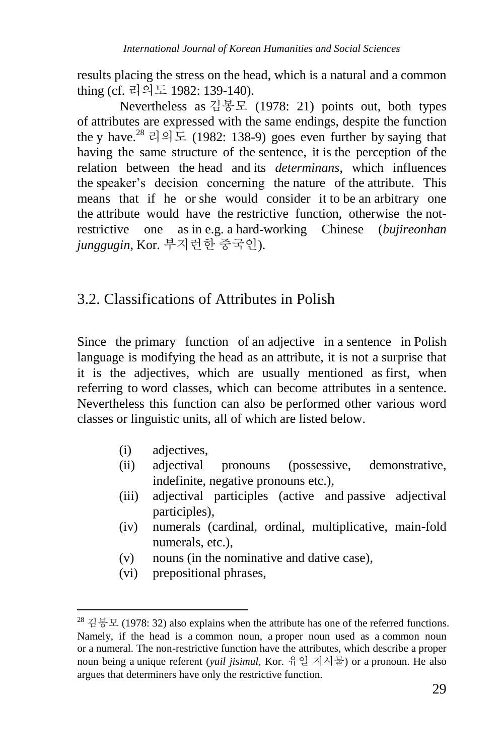results placing the stress on the head, which is a natural and a common thing (cf. 리의도 1982: 139-140).

Nevertheless as 김봉모 (1978: 21) points out, both types of attributes are expressed with the same endings, despite the function the y have.[28] 리의도 (1982: 138-9) goes even further by saying that having the same structure of the sentence, it is the perception of the relation between the head and its *determinans*, which influences the speaker's decision concerning the nature of the attribute. This means that if he or she would consider it to be an arbitrary one the attribute would have the restrictive function, otherwise the not-restrictive one as in e.g. a hard-working Chinese (*bujireonhan junggugin*, Kor. 부지런한 중국인).

## 3.2. Classifications of Attributes in Polish

Since the primary function of an adjective in a sentence in Polish language is modifying the head as an attribute, it is not a surprise that it is the adjectives, which are usually mentioned as first, when referring to word classes, which can become attributes in a sentence. Nevertheless this function can also be performed other various word classes or linguistic units, all of which are listed below.

(i) adjectives,
(ii) adjectival pronouns (possessive, demonstrative, indefinite, negative pronouns etc.),
(iii) adjectival participles (active and passive adjectival participles),
(iv) numerals (cardinal, ordinal, multiplicative, main-fold numerals, etc.),
(v) nouns (in the nominative and dative case),
(vi) prepositional phrases,

[28] 김봉모 (1978: 32) also explains when the attribute has one of the referred functions. Namely, if the head is a common noun, a proper noun used as a common noun or a numeral. The non-restrictive function have the attributes, which describe a proper noun being a unique referent (*yuil jisimul*, Kor. 유일 지시물) or a pronoun. He also argues that determiners have only the restrictive function.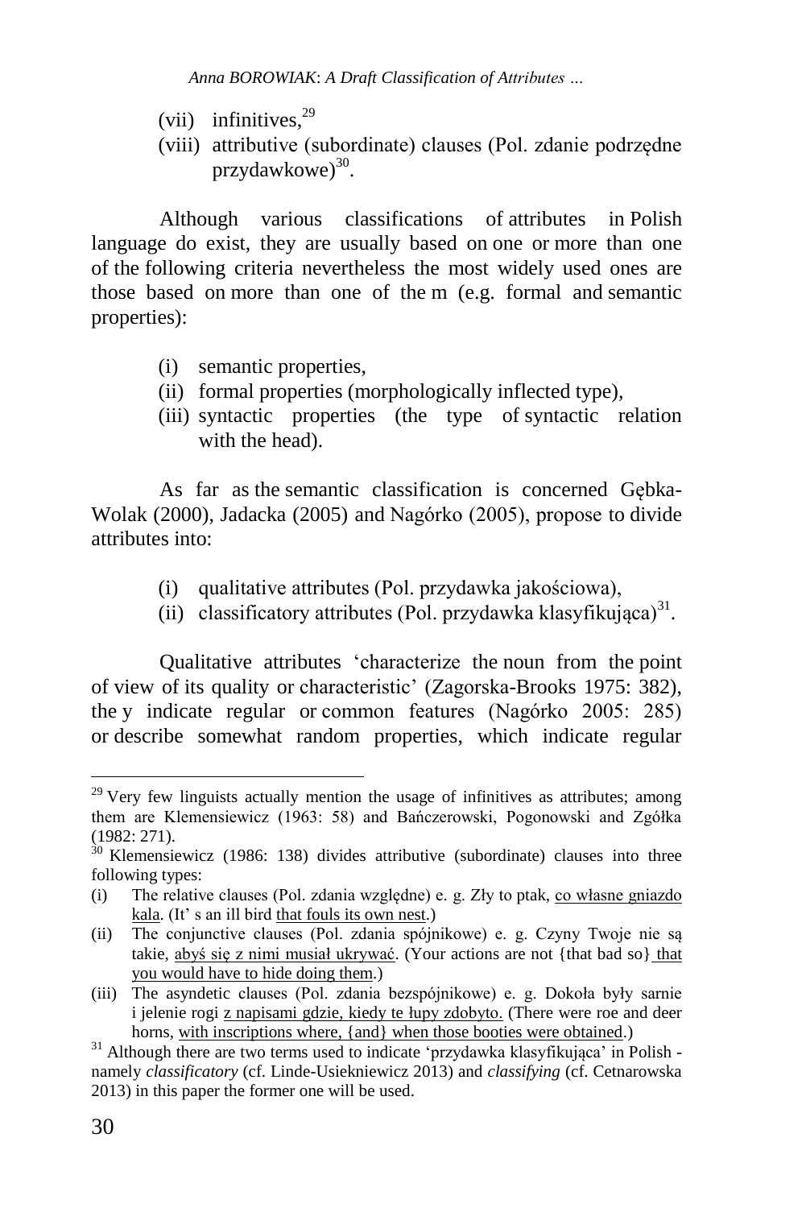(vii) infinitives,[29]

(viii) attributive (subordinate) clauses (Pol. zdanie podrzędne przydawkowe)[30].

Although various classifications of attributes in Polish language do exist, they are usually based on one or more than one of the following criteria nevertheless the most widely used ones are those based on more than one of the m (e.g. formal and semantic properties):

(i) semantic properties,

(ii) formal properties (morphologically inflected type),

(iii) syntactic properties (the type of syntactic relation with the head).

As far as the semantic classification is concerned Gębka-Wolak (2000), Jadacka (2005) and Nagórko (2005), propose to divide attributes into:

(i) qualitative attributes (Pol. przydawka jakościowa),

(ii) classificatory attributes (Pol. przydawka klasyfikująca)[31].

Qualitative attributes 'characterize the noun from the point of view of its quality or characteristic' (Zagorska-Brooks 1975: 382), the y indicate regular or common features (Nagórko 2005: 285) or describe somewhat random properties, which indicate regular

---

[29] Very few linguists actually mention the usage of infinitives as attributes; among them are Klemensiewicz (1963: 58) and Bańczerowski, Pogonowski and Zgółka (1982: 271).

[30] Klemensiewicz (1986: 138) divides attributive (subordinate) clauses into three following types:

(i) The relative clauses (Pol. zdania względne) e. g. Zły to ptak, <u>co własne gniazdo kala</u>. (It' s an ill bird <u>that fouls its own nest</u>.)

(ii) The conjunctive clauses (Pol. zdania spójnikowe) e. g. Czyny Twoje nie są takie, <u>abyś się z nimi musiał ukrywać</u>. (Your actions are not {that bad so} <u>that you would have to hide doing them</u>.)

(iii) The asyndetic clauses (Pol. zdania bezspójnikowe) e. g. Dokoła były sarnie i jelenie rogi <u>z napisami gdzie, kiedy te łupy zdobyto.</u> (There were roe and deer horns, <u>with inscriptions where, {and} when those booties were obtained</u>.)

[31] Although there are two terms used to indicate 'przydawka klasyfikująca' in Polish - namely *classificatory* (cf. Linde-Usiekniewicz 2013) and *classifying* (cf. Cetnarowska 2013) in this paper the former one will be used.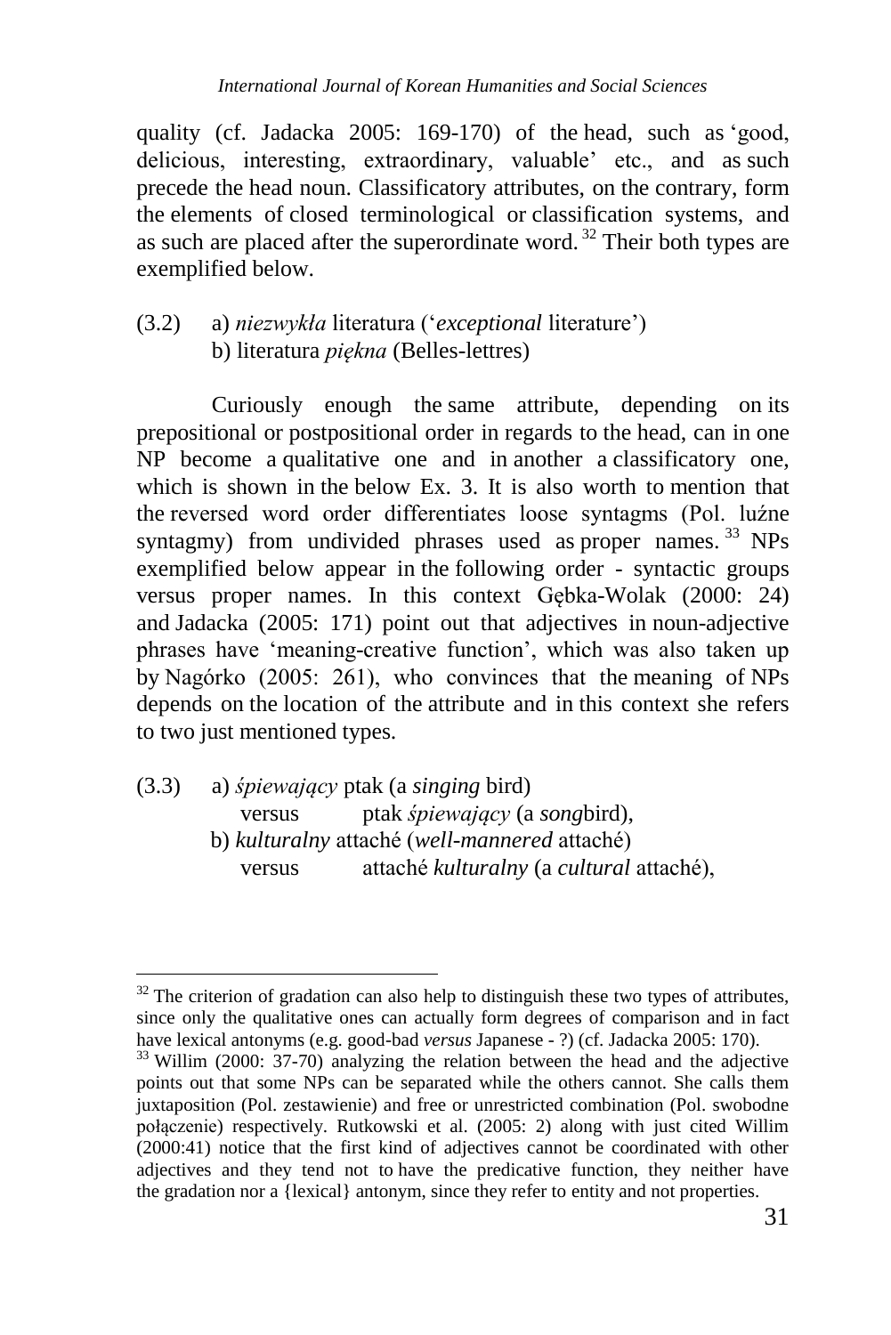quality (cf. Jadacka 2005: 169-170) of the head, such as 'good, delicious, interesting, extraordinary, valuable' etc., and as such precede the head noun. Classificatory attributes, on the contrary, form the elements of closed terminological or classification systems, and as such are placed after the superordinate word. [32] Their both types are exemplified below.

(3.2) a) *niezwykła* literatura ('*exceptional* literature')
b) literatura *piękna* (Belles-lettres)

Curiously enough the same attribute, depending on its prepositional or postpositional order in regards to the head, can in one NP become a qualitative one and in another a classificatory one, which is shown in the below Ex. 3. It is also worth to mention that the reversed word order differentiates loose syntagms (Pol. luźne syntagmy) from undivided phrases used as proper names. [33] NPs exemplified below appear in the following order - syntactic groups versus proper names. In this context Gębka-Wolak (2000: 24) and Jadacka (2005: 171) point out that adjectives in noun-adjective phrases have 'meaning-creative function', which was also taken up by Nagórko (2005: 261), who convinces that the meaning of NPs depends on the location of the attribute and in this context she refers to two just mentioned types.

(3.3) a) *śpiewający* ptak (a *singing* bird)
versus ptak *śpiewający* (a *song*bird),
b) *kulturalny* attaché (*well-mannered* attaché)
versus attaché *kulturalny* (a *cultural* attaché),

---

[32] The criterion of gradation can also help to distinguish these two types of attributes, since only the qualitative ones can actually form degrees of comparison and in fact have lexical antonyms (e.g. good-bad *versus* Japanese - ?) (cf. Jadacka 2005: 170).

[33] Willim (2000: 37-70) analyzing the relation between the head and the adjective points out that some NPs can be separated while the others cannot. She calls them juxtaposition (Pol. zestawienie) and free or unrestricted combination (Pol. swobodne połączenie) respectively. Rutkowski et al. (2005: 2) along with just cited Willim (2000:41) notice that the first kind of adjectives cannot be coordinated with other adjectives and they tend not to have the predicative function, they neither have the gradation nor a {lexical} antonym, since they refer to entity and not properties.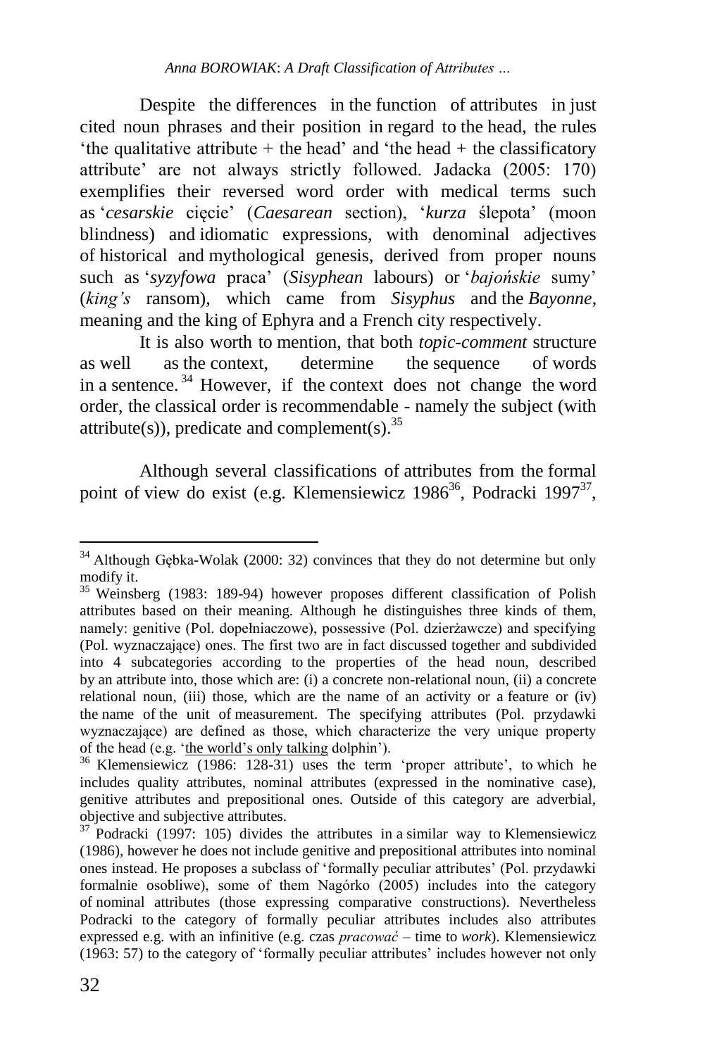Despite the differences in the function of attributes in just cited noun phrases and their position in regard to the head, the rules 'the qualitative attribute + the head' and 'the head + the classificatory attribute' are not always strictly followed. Jadacka (2005: 170) exemplifies their reversed word order with medical terms such as '*cesarskie* cięcie' (*Caesarean* section), '*kurza* ślepota' (moon blindness) and idiomatic expressions, with denominal adjectives of historical and mythological genesis, derived from proper nouns such as '*syzyfowa* praca' (*Sisyphean* labours) or '*bajońskie* sumy' (*king's* ransom), which came from *Sisyphus* and the *Bayonne*, meaning and the king of Ephyra and a French city respectively.

It is also worth to mention, that both *topic-comment* structure as well as the context, determine the sequence of words in a sentence.[34] However, if the context does not change the word order, the classical order is recommendable - namely the subject (with attribute(s)), predicate and complement(s).[35]

Although several classifications of attributes from the formal point of view do exist (e.g. Klemensiewicz 1986[36], Podracki 1997[37],

---

[34] Although Gębka-Wolak (2000: 32) convinces that they do not determine but only modify it.

[35] Weinsberg (1983: 189-94) however proposes different classification of Polish attributes based on their meaning. Although he distinguishes three kinds of them, namely: genitive (Pol. dopełniaczowe), possessive (Pol. dzierżawcze) and specifying (Pol. wyznaczające) ones. The first two are in fact discussed together and subdivided into 4 subcategories according to the properties of the head noun, described by an attribute into, those which are: (i) a concrete non-relational noun, (ii) a concrete relational noun, (iii) those, which are the name of an activity or a feature or (iv) the name of the unit of measurement. The specifying attributes (Pol. przydawki wyznaczające) are defined as those, which characterize the very unique property of the head (e.g. 'the world's only talking dolphin').

[36] Klemensiewicz (1986: 128-31) uses the term 'proper attribute', to which he includes quality attributes, nominal attributes (expressed in the nominative case), genitive attributes and prepositional ones. Outside of this category are adverbial, objective and subjective attributes.

[37] Podracki (1997: 105) divides the attributes in a similar way to Klemensiewicz (1986), however he does not include genitive and prepositional attributes into nominal ones instead. He proposes a subclass of 'formally peculiar attributes' (Pol. przydawki formalnie osobliwe), some of them Nagórko (2005) includes into the category of nominal attributes (those expressing comparative constructions). Nevertheless Podracki to the category of formally peculiar attributes includes also attributes expressed e.g. with an infinitive (e.g. czas *pracować* – time to *work*). Klemensiewicz (1963: 57) to the category of 'formally peculiar attributes' includes however not only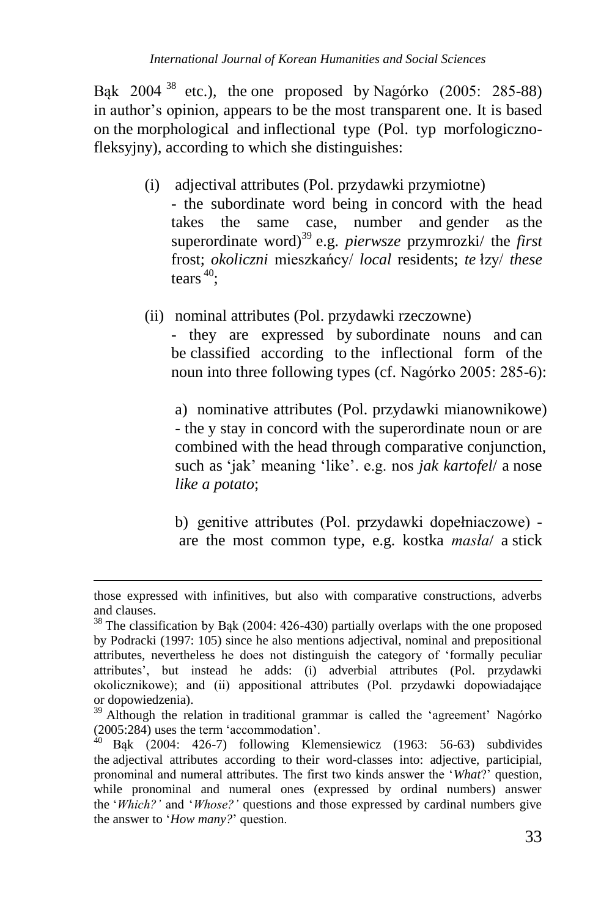Bąk 2004 [38] etc.), the one proposed by Nagórko (2005: 285-88) in author's opinion, appears to be the most transparent one. It is based on the morphological and inflectional type (Pol. typ morfologiczno-fleksyjny), according to which she distinguishes:

(i) adjectival attributes (Pol. przydawki przymiotne)
- the subordinate word being in concord with the head takes the same case, number and gender as the superordinate word)[39] e.g. *pierwsze* przymrozki/ the *first* frost; *okoliczni* mieszkańcy/ *local* residents; *te* łzy/ *these* tears [40];

(ii) nominal attributes (Pol. przydawki rzeczowne)
- they are expressed by subordinate nouns and can be classified according to the inflectional form of the noun into three following types (cf. Nagórko 2005: 285-6):

a) nominative attributes (Pol. przydawki mianownikowe) - the y stay in concord with the superordinate noun or are combined with the head through comparative conjunction, such as 'jak' meaning 'like'. e.g. nos *jak kartofel*/ a nose *like a potato*;

b) genitive attributes (Pol. przydawki dopełniaczowe) - are the most common type, e.g. kostka *masła*/ a stick

---

those expressed with infinitives, but also with comparative constructions, adverbs and clauses.

[38] The classification by Bąk (2004: 426-430) partially overlaps with the one proposed by Podracki (1997: 105) since he also mentions adjectival, nominal and prepositional attributes, nevertheless he does not distinguish the category of 'formally peculiar attributes', but instead he adds: (i) adverbial attributes (Pol. przydawki okolicznikowe); and (ii) appositional attributes (Pol. przydawki dopowiadające or dopowiedzenia).

[39] Although the relation in traditional grammar is called the 'agreement' Nagórko (2005:284) uses the term 'accommodation'.

[40] Bąk (2004: 426-7) following Klemensiewicz (1963: 56-63) subdivides the adjectival attributes according to their word-classes into: adjective, participial, pronominal and numeral attributes. The first two kinds answer the '*What*?' question, while pronominal and numeral ones (expressed by ordinal numbers) answer the '*Which?'* and '*Whose?'* questions and those expressed by cardinal numbers give the answer to '*How many?*' question.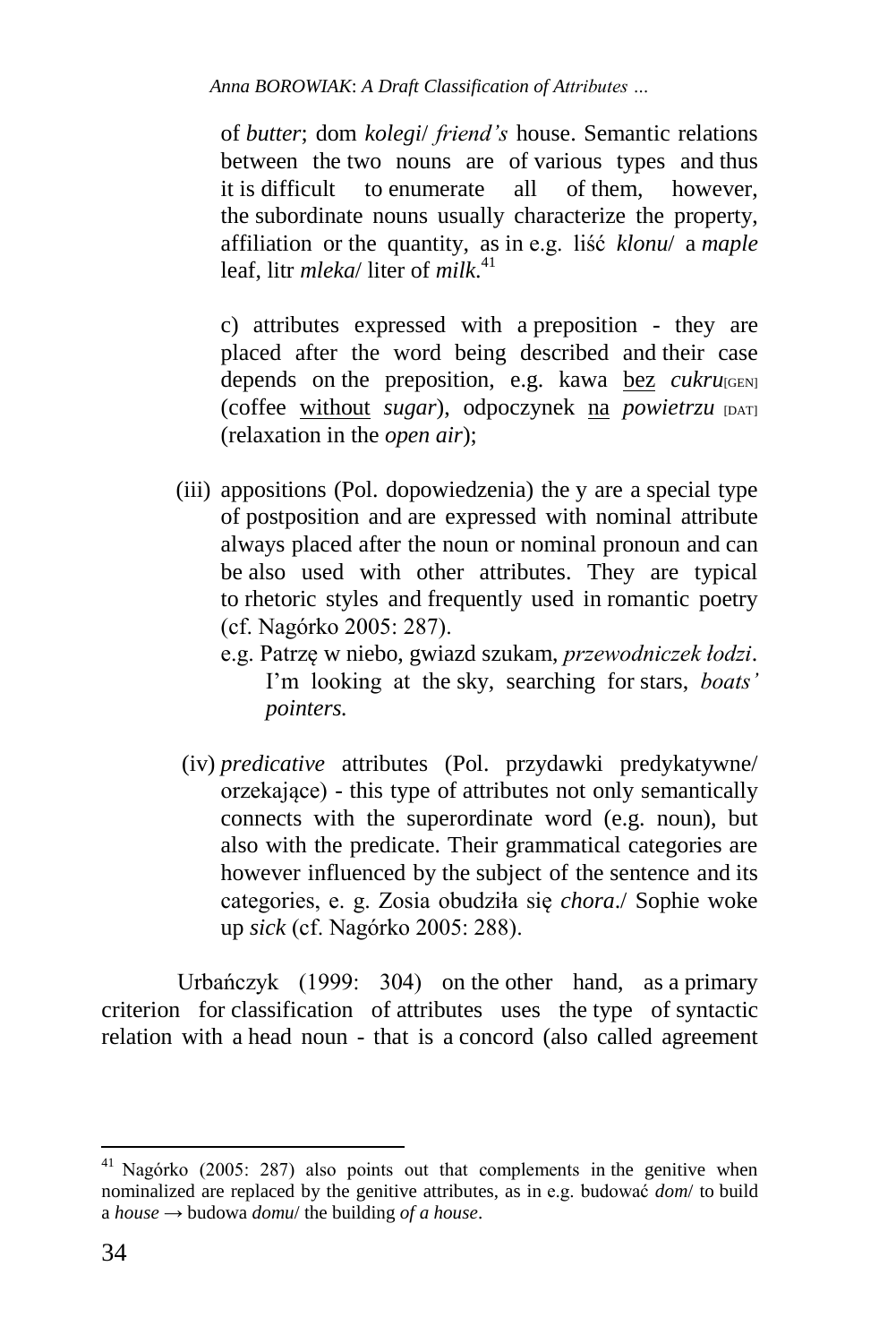of *butter*; dom *kolegi*/ *friend's* house. Semantic relations between the two nouns are of various types and thus it is difficult to enumerate all of them, however, the subordinate nouns usually characterize the property, affiliation or the quantity, as in e.g. liść *klonu*/ a *maple* leaf, litr *mleka*/ liter of *milk*.[41]

c) attributes expressed with a preposition - they are placed after the word being described and their case depends on the preposition, e.g. kawa <u>bez</u> *cukru*[GEN] (coffee <u>without</u> *sugar*), odpoczynek <u>na</u> *powietrzu* [DAT] (relaxation in the *open air*);

(iii) appositions (Pol. dopowiedzenia) the y are a special type of postposition and are expressed with nominal attribute always placed after the noun or nominal pronoun and can be also used with other attributes. They are typical to rhetoric styles and frequently used in romantic poetry (cf. Nagórko 2005: 287).

e.g. Patrzę w niebo, gwiazd szukam, *przewodniczek łodzi*.
I'm looking at the sky, searching for stars, *boats' pointers.*

(iv) *predicative* attributes (Pol. przydawki predykatywne/ orzekające) - this type of attributes not only semantically connects with the superordinate word (e.g. noun), but also with the predicate. Their grammatical categories are however influenced by the subject of the sentence and its categories, e. g. Zosia obudziła się *chora*./ Sophie woke up *sick* (cf. Nagórko 2005: 288).

Urbańczyk (1999: 304) on the other hand, as a primary criterion for classification of attributes uses the type of syntactic relation with a head noun - that is a concord (also called agreement

---

[41] Nagórko (2005: 287) also points out that complements in the genitive when nominalized are replaced by the genitive attributes, as in e.g. budować *dom*/ to build a *house* → budowa *domu*/ the building *of a house*.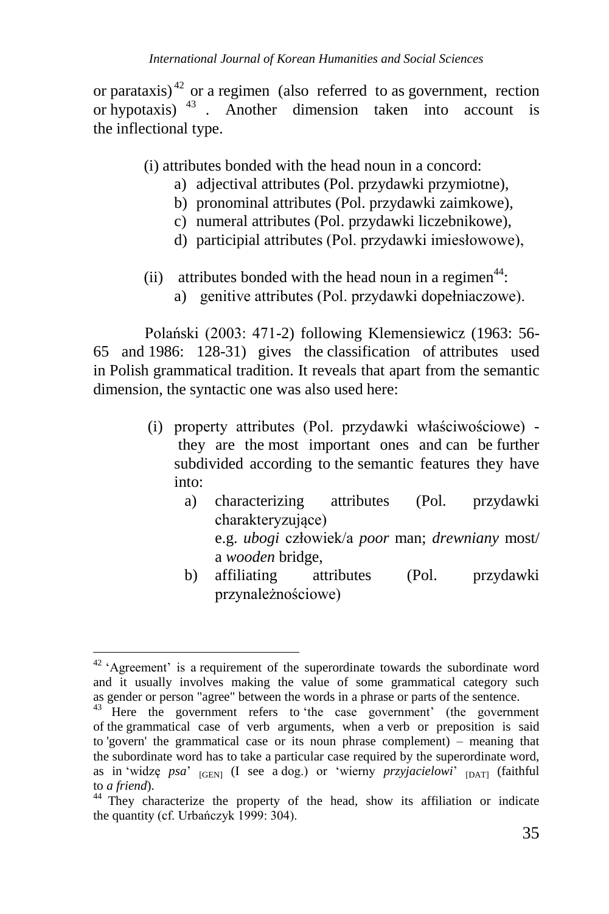or parataxis)[42] or a regimen (also referred to as government, rection or hypotaxis)[43]. Another dimension taken into account is the inflectional type.

(i) attributes bonded with the head noun in a concord:

a) adjectival attributes (Pol. przydawki przymiotne),
b) pronominal attributes (Pol. przydawki zaimkowe),
c) numeral attributes (Pol. przydawki liczebnikowe),
d) participial attributes (Pol. przydawki imiesłowowe),

(ii) attributes bonded with the head noun in a regimen[44]:

a) genitive attributes (Pol. przydawki dopełniaczowe).

Polański (2003: 471-2) following Klemensiewicz (1963: 56-65 and 1986: 128-31) gives the classification of attributes used in Polish grammatical tradition. It reveals that apart from the semantic dimension, the syntactic one was also used here:

(i) property attributes (Pol. przydawki właściwościowe) - they are the most important ones and can be further subdivided according to the semantic features they have into:

a) characterizing attributes (Pol. przydawki charakteryzujące)
e.g. *ubogi* człowiek/a *poor* man; *drewniany* most/ a *wooden* bridge,
b) affiliating attributes (Pol. przydawki przynależnościowe)

---

[42] 'Agreement' is a requirement of the superordinate towards the subordinate word and it usually involves making the value of some grammatical category such as gender or person "agree" between the words in a phrase or parts of the sentence.

[43] Here the government refers to 'the case government' (the government of the grammatical case of verb arguments, when a verb or preposition is said to 'govern' the grammatical case or its noun phrase complement) – meaning that the subordinate word has to take a particular case required by the superordinate word, as in 'widzę *psa*' $_{[GEN]}$ (I see a dog.) or 'wierny *przyjacielowi*' $_{[DAT]}$ (faithful to *a friend*).

[44] They characterize the property of the head, show its affiliation or indicate the quantity (cf. Urbańczyk 1999: 304).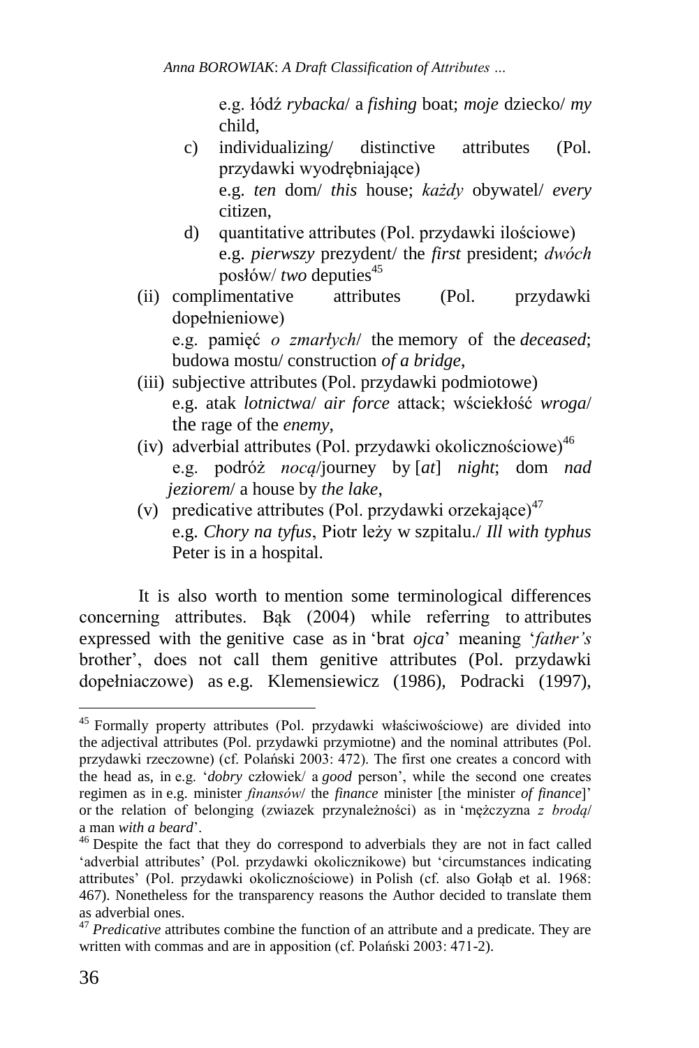e.g. łódź *rybacka*/ a *fishing* boat; *moje* dziecko/ *my* child,

c) individualizing/ distinctive attributes (Pol. przydawki wyodrębniające)
   e.g. *ten* dom/ *this* house; *każdy* obywatel/ *every* citizen,

d) quantitative attributes (Pol. przydawki ilościowe)
   e.g. *pierwszy* prezydent/ the *first* president; *dwóch* posłów/ *two* deputies[45]

(ii) complimentative attributes (Pol. przydawki dopełnieniowe)
   e.g. pamięć *o zmarłych*/ the memory of the *deceased*; budowa mostu/ construction *of a bridge*,

(iii) subjective attributes (Pol. przydawki podmiotowe)
   e.g. atak *lotnictwa*/ *air force* attack; wściekłość *wroga*/ the rage of the *enemy*,

(iv) adverbial attributes (Pol. przydawki okolicznościowe)[46]
   e.g. podróż *nocą*/journey by [*at*] *night*; dom *nad jeziorem*/ a house by *the lake*,

(v) predicative attributes (Pol. przydawki orzekające)[47]
   e.g. *Chory na tyfus*, Piotr leży w szpitalu./ *Ill with typhus* Peter is in a hospital.

It is also worth to mention some terminological differences concerning attributes. Bąk (2004) while referring to attributes expressed with the genitive case as in 'brat *ojca*' meaning '*father's* brother', does not call them genitive attributes (Pol. przydawki dopełniaczowe) as e.g. Klemensiewicz (1986), Podracki (1997),

---

[45] Formally property attributes (Pol. przydawki właściwościowe) are divided into the adjectival attributes (Pol. przydawki przymiotne) and the nominal attributes (Pol. przydawki rzeczowne) (cf. Polański 2003: 472). The first one creates a concord with the head as, in e.g. '*dobry* człowiek/ a *good* person', while the second one creates regimen as in e.g. minister *finansów*/ the *finance* minister [the minister *of finance*]' or the relation of belonging (zwiazek przynależności) as in 'mężczyzna *z brodą*/ a man *with a beard*'.

[46] Despite the fact that they do correspond to adverbials they are not in fact called 'adverbial attributes' (Pol. przydawki okolicznikowe) but 'circumstances indicating attributes' (Pol. przydawki okolicznościowe) in Polish (cf. also Gołąb et al. 1968: 467). Nonetheless for the transparency reasons the Author decided to translate them as adverbial ones.

[47] *Predicative* attributes combine the function of an attribute and a predicate. They are written with commas and are in apposition (cf. Polański 2003: 471-2).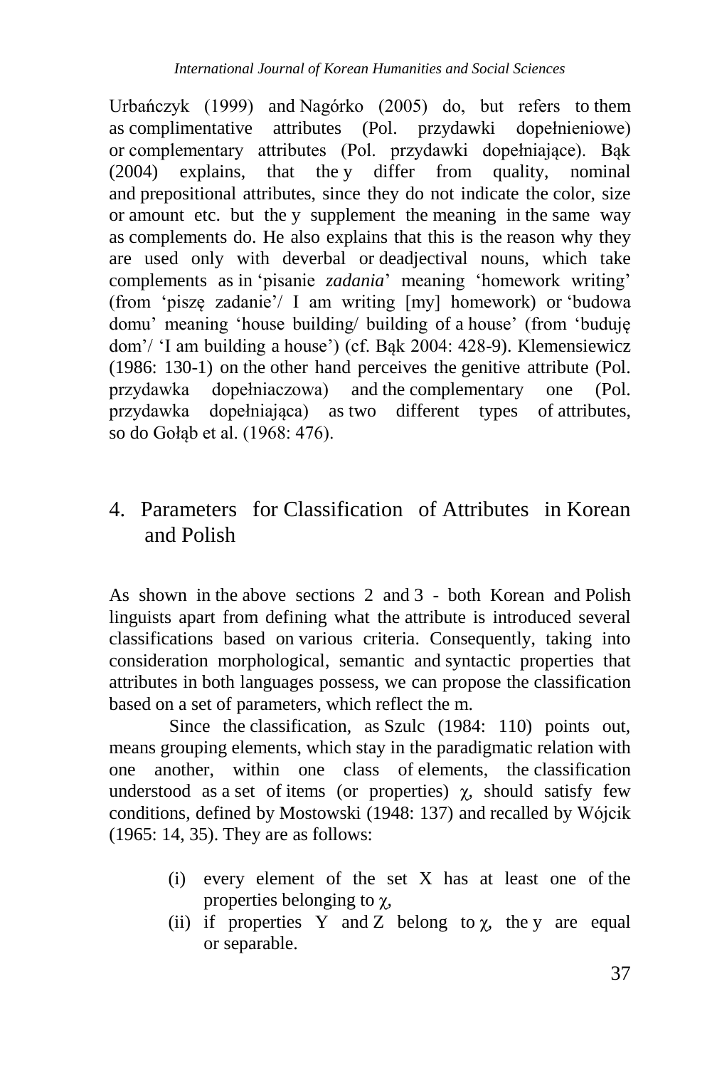Urbańczyk (1999) and Nagórko (2005) do, but refers to them as complimentative attributes (Pol. przydawki dopełnieniowe) or complementary attributes (Pol. przydawki dopełniające). Bąk (2004) explains, that the y differ from quality, nominal and prepositional attributes, since they do not indicate the color, size or amount etc. but the y supplement the meaning in the same way as complements do. He also explains that this is the reason why they are used only with deverbal or deadjectival nouns, which take complements as in 'pisanie *zadania*' meaning 'homework writing' (from 'piszę zadanie'/ I am writing [my] homework) or 'budowa domu' meaning 'house building/ building of a house' (from 'buduję dom'/ 'I am building a house') (cf. Bąk 2004: 428-9). Klemensiewicz (1986: 130-1) on the other hand perceives the genitive attribute (Pol. przydawka dopełniaczowa) and the complementary one (Pol. przydawka dopełniająca) as two different types of attributes, so do Gołąb et al. (1968: 476).

## 4. Parameters for Classification of Attributes in Korean and Polish

As shown in the above sections 2 and 3 - both Korean and Polish linguists apart from defining what the attribute is introduced several classifications based on various criteria. Consequently, taking into consideration morphological, semantic and syntactic properties that attributes in both languages possess, we can propose the classification based on a set of parameters, which reflect the m.

Since the classification, as Szulc (1984: 110) points out, means grouping elements, which stay in the paradigmatic relation with one another, within one class of elements, the classification understood as a set of items (or properties) $\chi$, should satisfy few conditions, defined by Mostowski (1948: 137) and recalled by Wójcik (1965: 14, 35). They are as follows:

(i) every element of the set X has at least one of the properties belonging to $\chi$,

(ii) if properties Y and Z belong to $\chi$, the y are equal or separable.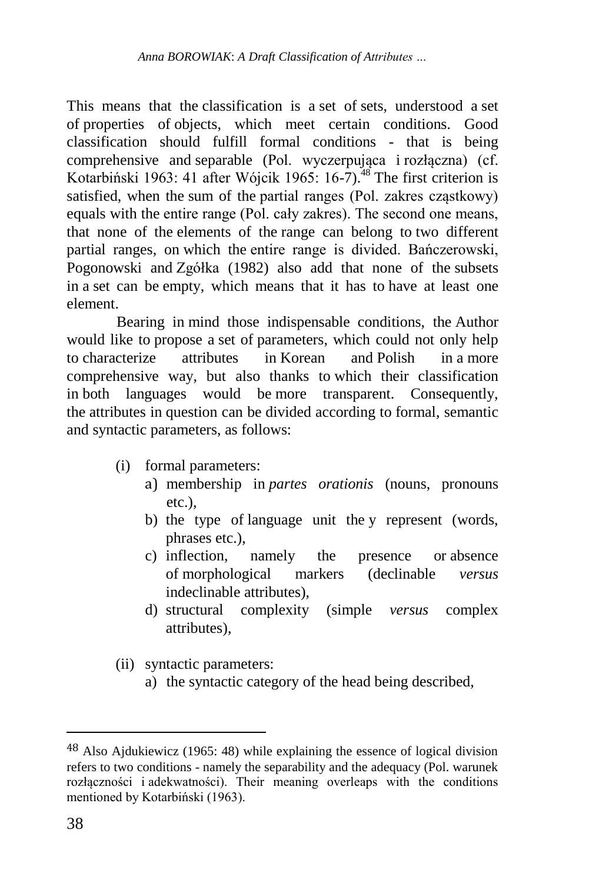This means that the classification is a set of sets, understood a set of properties of objects, which meet certain conditions. Good classification should fulfill formal conditions - that is being comprehensive and separable (Pol. wyczerpująca i rozłączna) (cf. Kotarbiński 1963: 41 after Wójcik 1965: 16-7).[48] The first criterion is satisfied, when the sum of the partial ranges (Pol. zakres cząstkowy) equals with the entire range (Pol. cały zakres). The second one means, that none of the elements of the range can belong to two different partial ranges, on which the entire range is divided. Bańczerowski, Pogonowski and Zgółka (1982) also add that none of the subsets in a set can be empty, which means that it has to have at least one element.

Bearing in mind those indispensable conditions, the Author would like to propose a set of parameters, which could not only help to characterize attributes in Korean and Polish in a more comprehensive way, but also thanks to which their classification in both languages would be more transparent. Consequently, the attributes in question can be divided according to formal, semantic and syntactic parameters, as follows:

(i) formal parameters:
   a) membership in *partes orationis* (nouns, pronouns etc.),
   b) the type of language unit the y represent (words, phrases etc.),
   c) inflection, namely the presence or absence of morphological markers (declinable *versus* indeclinable attributes),
   d) structural complexity (simple *versus* complex attributes),

(ii) syntactic parameters:
   a) the syntactic category of the head being described,

---

[48] Also Ajdukiewicz (1965: 48) while explaining the essence of logical division refers to two conditions - namely the separability and the adequacy (Pol. warunek rozłączności i adekwatności). Their meaning overleaps with the conditions mentioned by Kotarbiński (1963).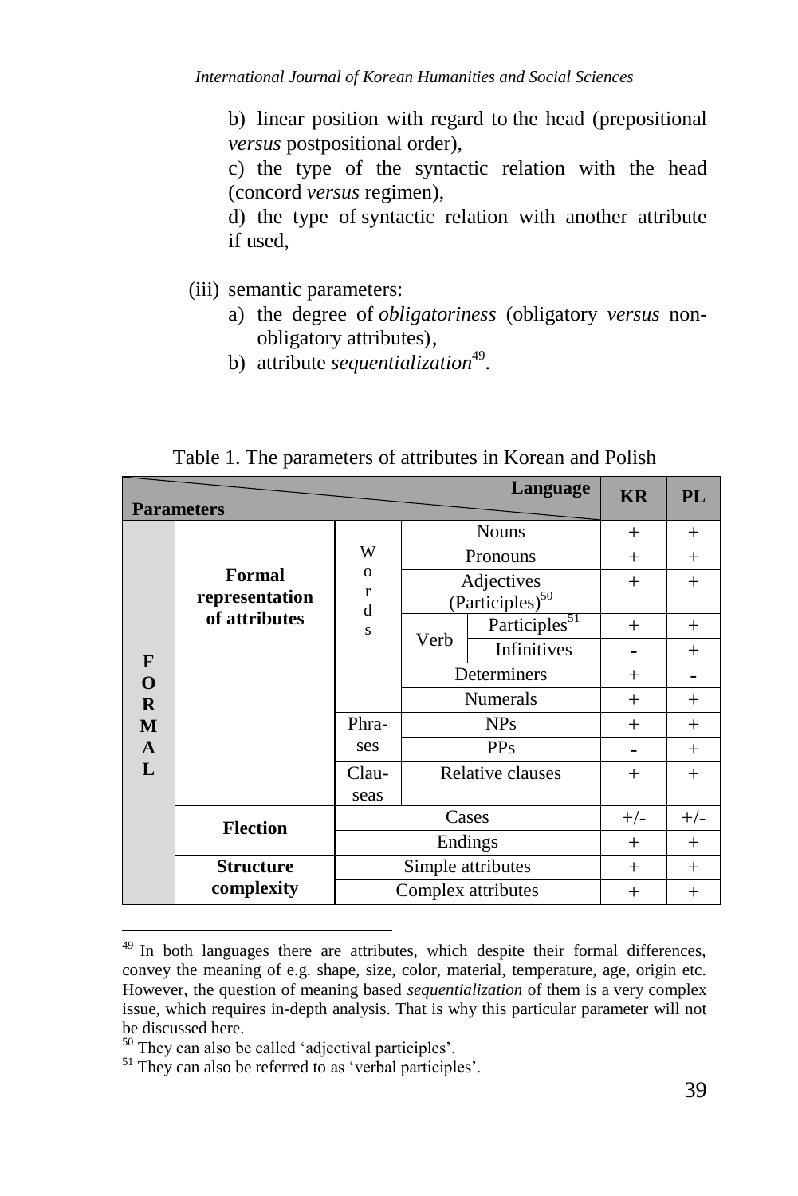b) linear position with regard to the head (prepositional *versus* postpositional order),

c) the type of the syntactic relation with the head (concord *versus* regimen),

d) the type of syntactic relation with another attribute if used,

(iii) semantic parameters:

a) the degree of *obligatoriness* (obligatory *versus* non-obligatory attributes),
b) attribute *sequentialization*[49].

Table 1. The parameters of attributes in Korean and Polish

| Parameters / Language | | | | | KR | PL |
|---|---|---|---|---|---|---|
| **FORMAL** | **Formal representation of attributes** | Words | Nouns | | + | + |
| | | | Pronouns | | + | + |
| | | | Adjectives (Participles)[50] | | + | + |
| | | | Verb | Participles[51] | + | + |
| | | | | Infinitives | - | + |
| | | | Determiners | | + | - |
| | | | Numerals | | + | + |
| | | Phrases | NPs | | + | + |
| | | | PPs | | - | + |
| | | Clauseas | Relative clauses | | + | + |
| | **Flection** | Cases | | | +/- | +/- |
| | | Endings | | | + | + |
| | **Structure complexity** | Simple attributes | | | + | + |
| | | Complex attributes | | | + | + |

---

[49] In both languages there are attributes, which despite their formal differences, convey the meaning of e.g. shape, size, color, material, temperature, age, origin etc. However, the question of meaning based *sequentialization* of them is a very complex issue, which requires in-depth analysis. That is why this particular parameter will not be discussed here.

[50] They can also be called 'adjectival participles'.

[51] They can also be referred to as 'verbal participles'.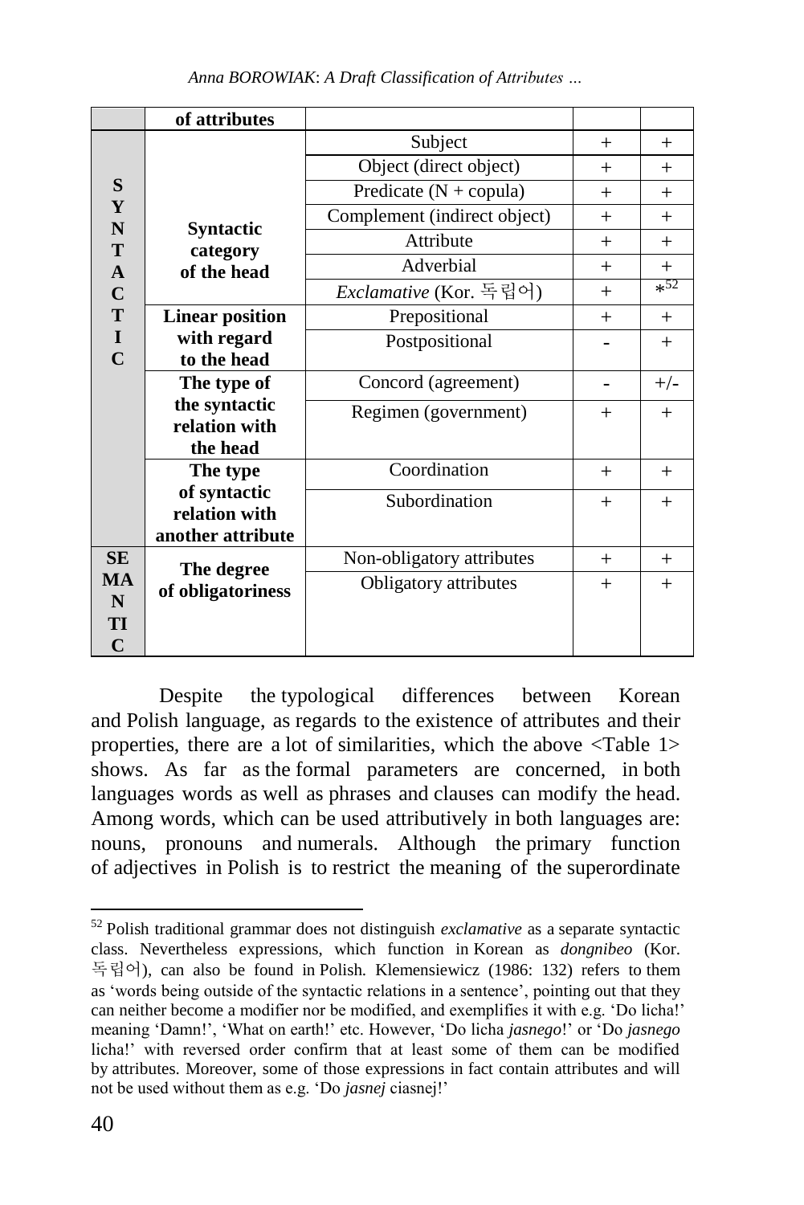| | of attributes | | | |
|---|---|---|---|---|
| SYNTACTIC | Syntactic category of the head | Subject | + | + |
| | | Object (direct object) | + | + |
| | | Predicate (N + copula) | + | + |
| | | Complement (indirect object) | + | + |
| | | Attribute | + | + |
| | | Adverbial | + | + |
| | | *Exclamative* (Kor. 독립어) | + | *[52] |
| | Linear position with regard to the head | Prepositional | + | + |
| | | Postpositional | - | + |
| | The type of the syntactic relation with the head | Concord (agreement) | - | +/- |
| | | Regimen (government) | + | + |
| | The type of syntactic relation with another attribute | Coordination | + | + |
| | | Subordination | + | + |
| SEMANTIC | The degree of obligatoriness | Non-obligatory attributes | + | + |
| | | Obligatory attributes | + | + |

Despite the typological differences between Korean and Polish language, as regards to the existence of attributes and their properties, there are a lot of similarities, which the above <Table 1> shows. As far as the formal parameters are concerned, in both languages words as well as phrases and clauses can modify the head. Among words, which can be used attributively in both languages are: nouns, pronouns and numerals. Although the primary function of adjectives in Polish is to restrict the meaning of the superordinate

[52] Polish traditional grammar does not distinguish *exclamative* as a separate syntactic class. Nevertheless expressions, which function in Korean as *dongnibeo* (Kor. 독립어), can also be found in Polish. Klemensiewicz (1986: 132) refers to them as 'words being outside of the syntactic relations in a sentence', pointing out that they can neither become a modifier nor be modified, and exemplifies it with e.g. 'Do licha!' meaning 'Damn!', 'What on earth!' etc. However, 'Do licha *jasnego*!' or 'Do *jasnego* licha!' with reversed order confirm that at least some of them can be modified by attributes. Moreover, some of those expressions in fact contain attributes and will not be used without them as e.g. 'Do *jasnej* ciasnej!'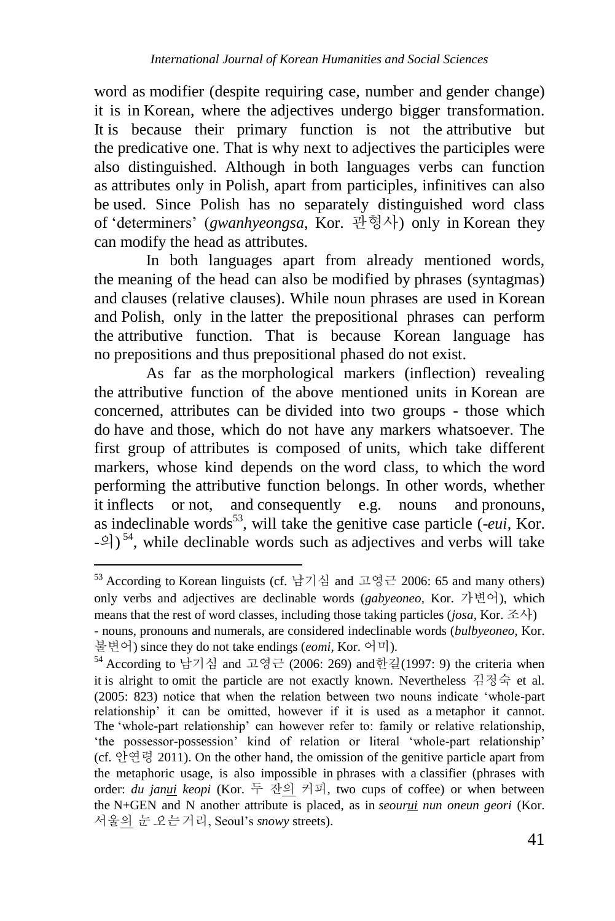word as modifier (despite requiring case, number and gender change) it is in Korean, where the adjectives undergo bigger transformation. It is because their primary function is not the attributive but the predicative one. That is why next to adjectives the participles were also distinguished. Although in both languages verbs can function as attributes only in Polish, apart from participles, infinitives can also be used. Since Polish has no separately distinguished word class of 'determiners' (*gwanhyeongsa*, Kor. 관형사) only in Korean they can modify the head as attributes.

In both languages apart from already mentioned words, the meaning of the head can also be modified by phrases (syntagmas) and clauses (relative clauses). While noun phrases are used in Korean and Polish, only in the latter the prepositional phrases can perform the attributive function. That is because Korean language has no prepositions and thus prepositional phased do not exist.

As far as the morphological markers (inflection) revealing the attributive function of the above mentioned units in Korean are concerned, attributes can be divided into two groups - those which do have and those, which do not have any markers whatsoever. The first group of attributes is composed of units, which take different markers, whose kind depends on the word class, to which the word performing the attributive function belongs. In other words, whether it inflects or not, and consequently e.g. nouns and pronouns, as indeclinable words[53], will take the genitive case particle (*-eui*, Kor. -의)[54], while declinable words such as adjectives and verbs will take

---

[53] According to Korean linguists (cf. 남기심 and 고영근 2006: 65 and many others) only verbs and adjectives are declinable words (*gabyeoneo*, Kor. 가변어), which means that the rest of word classes, including those taking particles (*josa*, Kor. 조사) - nouns, pronouns and numerals, are considered indeclinable words (*bulbyeoneo*, Kor. 불변어) since they do not take endings (*eomi*, Kor. 어미).

[54] According to 남기심 and 고영근 (2006: 269) and한길(1997: 9) the criteria when it is alright to omit the particle are not exactly known. Nevertheless 김정숙 et al. (2005: 823) notice that when the relation between two nouns indicate 'whole-part relationship' it can be omitted, however if it is used as a metaphor it cannot. The 'whole-part relationship' can however refer to: family or relative relationship, 'the possessor-possession' kind of relation or literal 'whole-part relationship' (cf. 안연령 2011). On the other hand, the omission of the genitive particle apart from the metaphoric usage, is also impossible in phrases with a classifier (phrases with order: *du jan<u>ui</u> keopi* (Kor. 두 잔<u>의</u> 커피, two cups of coffee) or when between the N+GEN and N another attribute is placed, as in *seour<u>ui</u> nun oneun geori* (Kor. 서울<u>의</u> 눈 오는 거리, Seoul's *snowy* streets).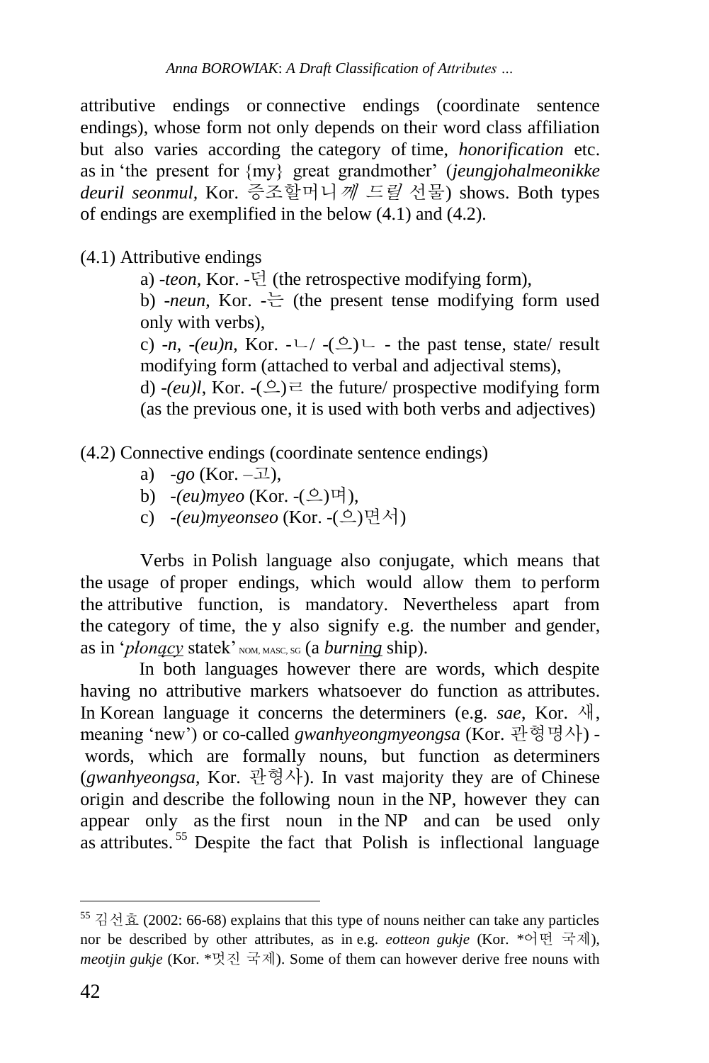attributive endings or connective endings (coordinate sentence endings), whose form not only depends on their word class affiliation but also varies according the category of time, *honorification* etc. as in 'the present for {my} great grandmother' (*jeungjohalmeonikke deuril seonmul,* Kor. 증조할머니*께 드릴* 선물) shows. Both types of endings are exemplified in the below (4.1) and (4.2).

(4.1) Attributive endings

a) *-teon*, Kor. -던 (the retrospective modifying form),

b) *-neun*, Kor. -는 (the present tense modifying form used only with verbs),

c) *-n*, *-(eu)n*, Kor. -ㄴ/ -(으)ㄴ - the past tense, state/ result modifying form (attached to verbal and adjectival stems),

d) *-(eu)l*, Kor. -(으)ㄹ the future/ prospective modifying form (as the previous one, it is used with both verbs and adjectives)

(4.2) Connective endings (coordinate sentence endings)

a) *-go* (Kor. –고),
b) *-(eu)myeo* (Kor. -(으)며),
c) *-(eu)myeonseo* (Kor. -(으)면서)

Verbs in Polish language also conjugate, which means that the usage of proper endings, which would allow them to perform the attributive function, is mandatory. Nevertheless apart from the category of time, the y also signify e.g. the number and gender, as in '*płon<u>ący</u>* statek' NOM, MASC, SG (a *burn<u>ing</u>* ship).

In both languages however there are words, which despite having no attributive markers whatsoever do function as attributes. In Korean language it concerns the determiners (e.g. *sae*, Kor. 새, meaning 'new') or co-called *gwanhyeongmyeongsa* (Kor. 관형명사) - words, which are formally nouns, but function as determiners (*gwanhyeongsa*, Kor. 관형사). In vast majority they are of Chinese origin and describe the following noun in the NP, however they can appear only as the first noun in the NP and can be used only as attributes.[55] Despite the fact that Polish is inflectional language

---

[55] 김선효 (2002: 66-68) explains that this type of nouns neither can take any particles nor be described by other attributes, as in e.g. *eotteon gukje* (Kor. *어떤 국제), *meotjin gukje* (Kor. *멋진 국제). Some of them can however derive free nouns with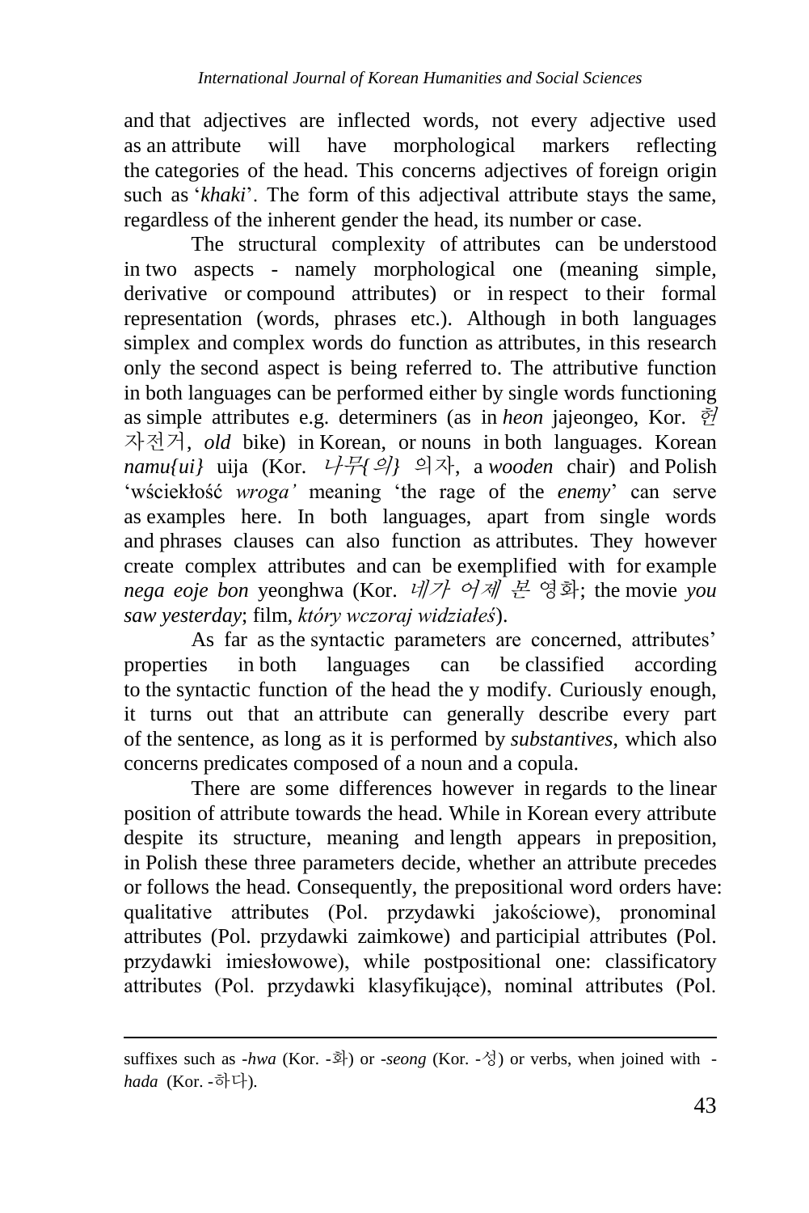and that adjectives are inflected words, not every adjective used as an attribute will have morphological markers reflecting the categories of the head. This concerns adjectives of foreign origin such as '*khaki*'. The form of this adjectival attribute stays the same, regardless of the inherent gender the head, its number or case.

The structural complexity of attributes can be understood in two aspects - namely morphological one (meaning simple, derivative or compound attributes) or in respect to their formal representation (words, phrases etc.). Although in both languages simplex and complex words do function as attributes, in this research only the second aspect is being referred to. The attributive function in both languages can be performed either by single words functioning as simple attributes e.g. determiners (as in *heon* jajeongeo, Kor. *헌* 자전거, *old* bike) in Korean, or nouns in both languages. Korean *namu{ui}* uija (Kor. *나무{의}* 의자, a *wooden* chair) and Polish 'wściekłość *wroga'* meaning 'the rage of the *enemy*' can serve as examples here. In both languages, apart from single words and phrases clauses can also function as attributes. They however create complex attributes and can be exemplified with for example *nega eoje bon* yeonghwa (Kor. *네가 어제 본* 영화; the movie *you saw yesterday*; film, *który wczoraj widziałeś*).

As far as the syntactic parameters are concerned, attributes' properties in both languages can be classified according to the syntactic function of the head the y modify. Curiously enough, it turns out that an attribute can generally describe every part of the sentence, as long as it is performed by *substantives*, which also concerns predicates composed of a noun and a copula.

There are some differences however in regards to the linear position of attribute towards the head. While in Korean every attribute despite its structure, meaning and length appears in preposition, in Polish these three parameters decide, whether an attribute precedes or follows the head. Consequently, the prepositional word orders have: qualitative attributes (Pol. przydawki jakościowe), pronominal attributes (Pol. przydawki zaimkowe) and participial attributes (Pol. przydawki imiesłowowe), while postpositional one: classificatory attributes (Pol. przydawki klasyfikujące), nominal attributes (Pol.

---

suffixes such as *-hwa* (Kor. -화) or *-seong* (Kor. -성) or verbs, when joined with *-hada* (Kor. -하다).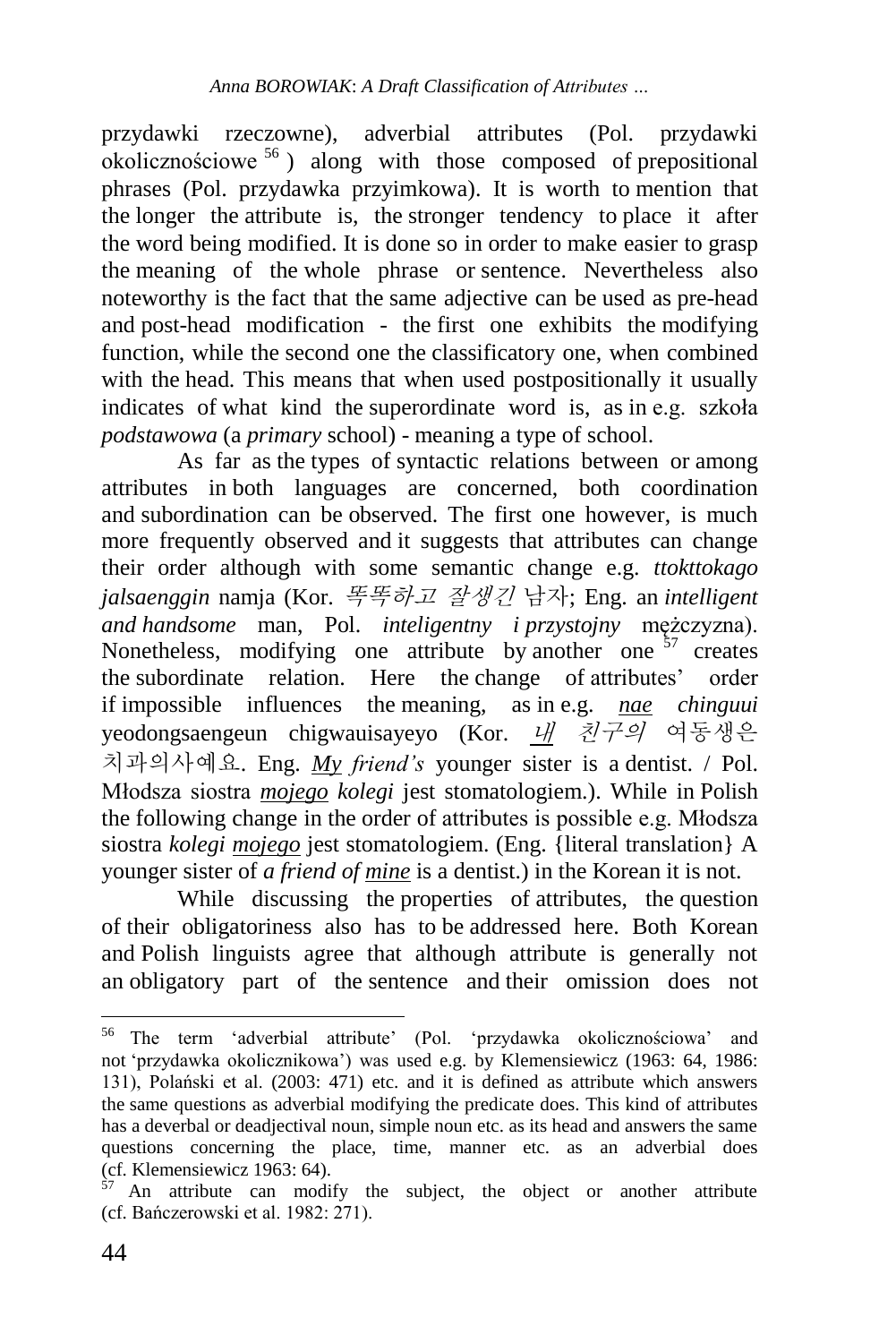przydawki rzeczowne), adverbial attributes (Pol. przydawki okolicznościowe [56]) along with those composed of prepositional phrases (Pol. przydawka przyimkowa). It is worth to mention that the longer the attribute is, the stronger tendency to place it after the word being modified. It is done so in order to make easier to grasp the meaning of the whole phrase or sentence. Nevertheless also noteworthy is the fact that the same adjective can be used as pre-head and post-head modification - the first one exhibits the modifying function, while the second one the classificatory one, when combined with the head. This means that when used postpositionally it usually indicates of what kind the superordinate word is, as in e.g. szkoła *podstawowa* (a *primary* school) - meaning a type of school.

As far as the types of syntactic relations between or among attributes in both languages are concerned, both coordination and subordination can be observed. The first one however, is much more frequently observed and it suggests that attributes can change their order although with some semantic change e.g. *ttokttokago jalsaenggin* namja (Kor. *똑똑하고 잘생긴* 남자; Eng. an *intelligent and handsome* man, Pol. *inteligentny i przystojny* mężczyzna). Nonetheless, modifying one attribute by another one [57] creates the subordinate relation. Here the change of attributes' order if impossible influences the meaning, as in e.g. <u>*nae*</u> *chinguui* yeodongsaengeun chigwauisayeyo (Kor. <u>*내*</u> *친구의* 여동생은 치과의사예요. Eng. <u>*My*</u> *friend's* younger sister is a dentist. / Pol. Młodsza siostra <u>*mojego*</u> *kolegi* jest stomatologiem.). While in Polish the following change in the order of attributes is possible e.g. Młodsza siostra *kolegi* <u>*mojego*</u> jest stomatologiem. (Eng. {literal translation} A younger sister of *a friend of* <u>*mine*</u> is a dentist.) in the Korean it is not.

While discussing the properties of attributes, the question of their obligatoriness also has to be addressed here. Both Korean and Polish linguists agree that although attribute is generally not an obligatory part of the sentence and their omission does not

---

[56] The term 'adverbial attribute' (Pol. 'przydawka okolicznościowa' and not 'przydawka okolicznikowa') was used e.g. by Klemensiewicz (1963: 64, 1986: 131), Polański et al. (2003: 471) etc. and it is defined as attribute which answers the same questions as adverbial modifying the predicate does. This kind of attributes has a deverbal or deadjectival noun, simple noun etc. as its head and answers the same questions concerning the place, time, manner etc. as an adverbial does (cf. Klemensiewicz 1963: 64).

[57] An attribute can modify the subject, the object or another attribute (cf. Bańczerowski et al. 1982: 271).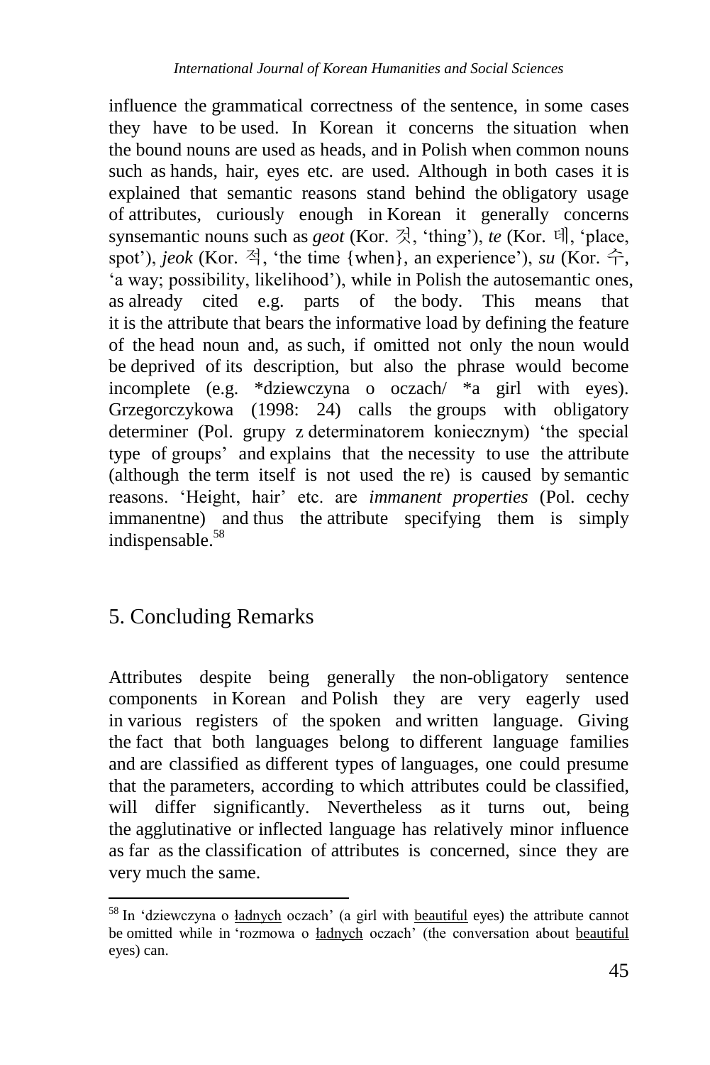influence the grammatical correctness of the sentence, in some cases they have to be used. In Korean it concerns the situation when the bound nouns are used as heads, and in Polish when common nouns such as hands, hair, eyes etc. are used. Although in both cases it is explained that semantic reasons stand behind the obligatory usage of attributes, curiously enough in Korean it generally concerns synsemantic nouns such as *geot* (Kor. 것, 'thing'), *te* (Kor. 데, 'place, spot'), *jeok* (Kor. 적, 'the time {when}, an experience'), *su* (Kor. 수, 'a way; possibility, likelihood'), while in Polish the autosemantic ones, as already cited e.g. parts of the body. This means that it is the attribute that bears the informative load by defining the feature of the head noun and, as such, if omitted not only the noun would be deprived of its description, but also the phrase would become incomplete (e.g. *dziewczyna o oczach/ *a girl with eyes). Grzegorczykowa (1998: 24) calls the groups with obligatory determiner (Pol. grupy z determinatorem koniecznym) 'the special type of groups' and explains that the necessity to use the attribute (although the term itself is not used the re) is caused by semantic reasons. 'Height, hair' etc. are *immanent properties* (Pol. cechy immanentne) and thus the attribute specifying them is simply indispensable.[58]

## 5. Concluding Remarks

Attributes despite being generally the non-obligatory sentence components in Korean and Polish they are very eagerly used in various registers of the spoken and written language. Giving the fact that both languages belong to different language families and are classified as different types of languages, one could presume that the parameters, according to which attributes could be classified, will differ significantly. Nevertheless as it turns out, being the agglutinative or inflected language has relatively minor influence as far as the classification of attributes is concerned, since they are very much the same.

---

[58] In 'dziewczyna o ładnych oczach' (a girl with beautiful eyes) the attribute cannot be omitted while in 'rozmowa o ładnych oczach' (the conversation about beautiful eyes) can.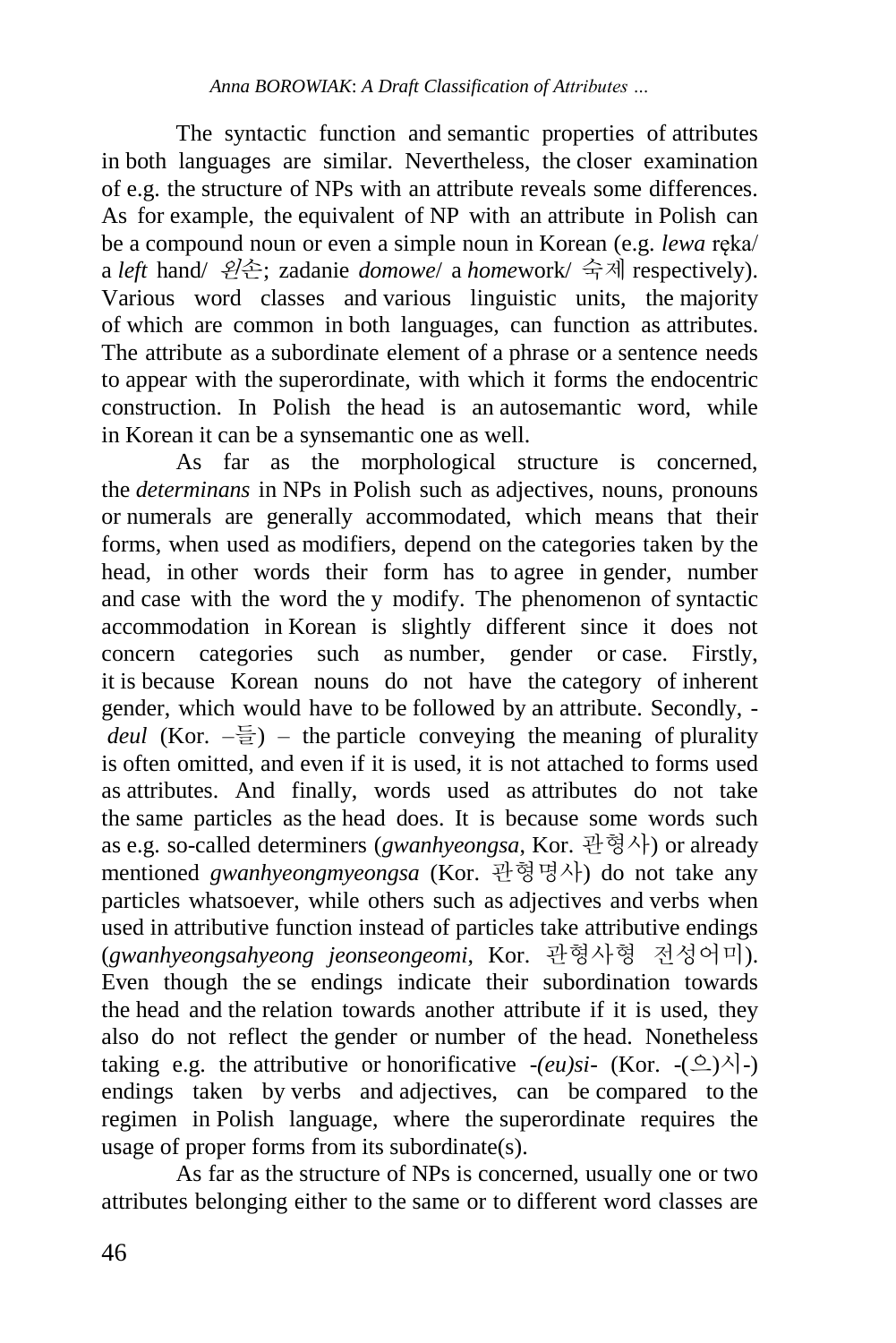The syntactic function and semantic properties of attributes in both languages are similar. Nevertheless, the closer examination of e.g. the structure of NPs with an attribute reveals some differences. As for example, the equivalent of NP with an attribute in Polish can be a compound noun or even a simple noun in Korean (e.g. *lewa* ręka/ a *left* hand/ *왼손*; zadanie *domowe*/ a *home*work/ 숙제 respectively). Various word classes and various linguistic units, the majority of which are common in both languages, can function as attributes. The attribute as a subordinate element of a phrase or a sentence needs to appear with the superordinate, with which it forms the endocentric construction. In Polish the head is an autosemantic word, while in Korean it can be a synsemantic one as well.

As far as the morphological structure is concerned, the *determinans* in NPs in Polish such as adjectives, nouns, pronouns or numerals are generally accommodated, which means that their forms, when used as modifiers, depend on the categories taken by the head, in other words their form has to agree in gender, number and case with the word the y modify. The phenomenon of syntactic accommodation in Korean is slightly different since it does not concern categories such as number, gender or case. Firstly, it is because Korean nouns do not have the category of inherent gender, which would have to be followed by an attribute. Secondly, -*deul* (Kor. –들) – the particle conveying the meaning of plurality is often omitted, and even if it is used, it is not attached to forms used as attributes. And finally, words used as attributes do not take the same particles as the head does. It is because some words such as e.g. so-called determiners (*gwanhyeongsa*, Kor. 관형사) or already mentioned *gwanhyeongmyeongsa* (Kor. 관형명사) do not take any particles whatsoever, while others such as adjectives and verbs when used in attributive function instead of particles take attributive endings (*gwanhyeongsahyeong jeonseongeomi*, Kor. 관형사형 전성어미). Even though the se endings indicate their subordination towards the head and the relation towards another attribute if it is used, they also do not reflect the gender or number of the head. Nonetheless taking e.g. the attributive or honorificative -*(eu)si*- (Kor. -(으)시-) endings taken by verbs and adjectives, can be compared to the regimen in Polish language, where the superordinate requires the usage of proper forms from its subordinate(s).

As far as the structure of NPs is concerned, usually one or two attributes belonging either to the same or to different word classes are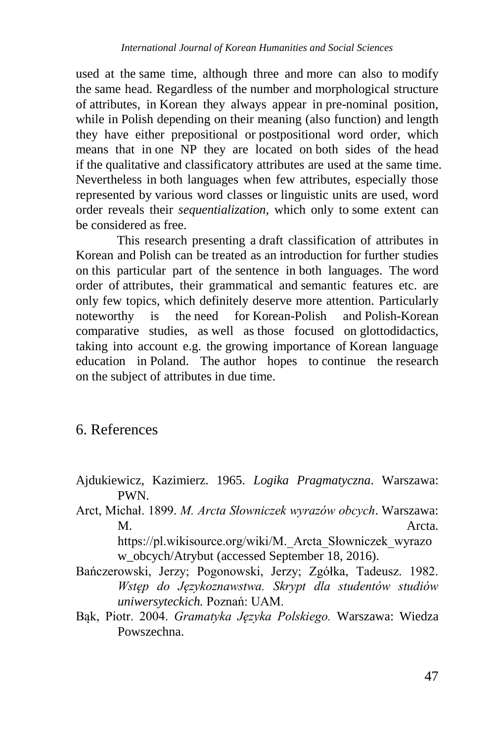used at the same time, although three and more can also to modify the same head. Regardless of the number and morphological structure of attributes, in Korean they always appear in pre-nominal position, while in Polish depending on their meaning (also function) and length they have either prepositional or postpositional word order, which means that in one NP they are located on both sides of the head if the qualitative and classificatory attributes are used at the same time. Nevertheless in both languages when few attributes, especially those represented by various word classes or linguistic units are used, word order reveals their *sequentialization*, which only to some extent can be considered as free.

This research presenting a draft classification of attributes in Korean and Polish can be treated as an introduction for further studies on this particular part of the sentence in both languages. The word order of attributes, their grammatical and semantic features etc. are only few topics, which definitely deserve more attention. Particularly noteworthy is the need for Korean-Polish and Polish-Korean comparative studies, as well as those focused on glottodidactics, taking into account e.g. the growing importance of Korean language education in Poland. The author hopes to continue the research on the subject of attributes in due time.

## 6. References

Ajdukiewicz, Kazimierz. 1965. *Logika Pragmatyczna*. Warszawa: PWN.

Arct, Michał. 1899. *M. Arcta Słowniczek wyrazów obcych*. Warszawa: M. Arcta. https://pl.wikisource.org/wiki/M._Arcta_Słowniczek_wyrazow_obcych/Atrybut (accessed September 18, 2016).

Bańczerowski, Jerzy; Pogonowski, Jerzy; Zgółka, Tadeusz. 1982. *Wstęp do Językoznawstwa. Skrypt dla studentów studiów uniwersyteckich.* Poznań: UAM.

Bąk, Piotr. 2004. *Gramatyka Języka Polskiego.* Warszawa: Wiedza Powszechna.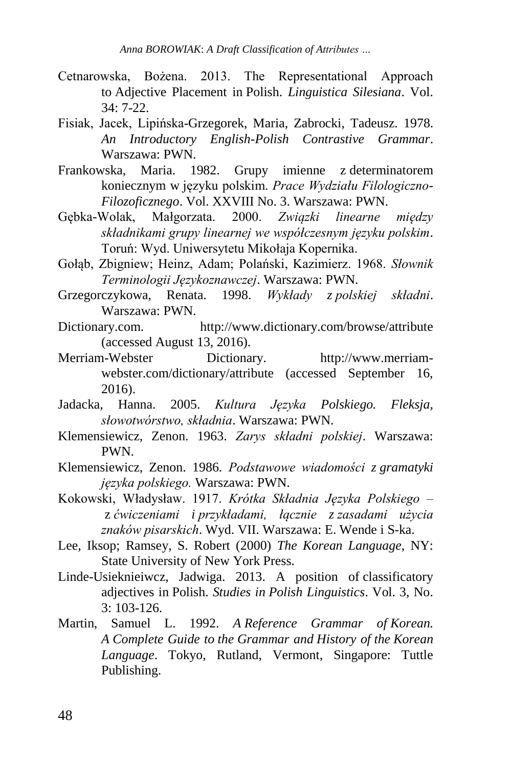Cetnarowska, Bożena. 2013. The Representational Approach to Adjective Placement in Polish. *Linguistica Silesiana*. Vol. 34: 7-22.

Fisiak, Jacek, Lipińska-Grzegorek, Maria, Zabrocki, Tadeusz. 1978. *An Introductory English-Polish Contrastive Grammar*. Warszawa: PWN.

Frankowska, Maria. 1982. Grupy imienne z determinatorem koniecznym w języku polskim. *Prace Wydziału Filologiczno-Filozoficznego*. Vol. XXVIII No. 3. Warszawa: PWN.

Gębka-Wolak, Małgorzata. 2000. *Związki linearne między składnikami grupy linearnej we współczesnym języku polskim*. Toruń: Wyd. Uniwersytetu Mikołaja Kopernika.

Gołąb, Zbigniew; Heinz, Adam; Polański, Kazimierz. 1968. *Słownik Terminologii Językoznawczej*. Warszawa: PWN.

Grzegorczykowa, Renata. 1998. *Wykłady z polskiej składni*. Warszawa: PWN.

Dictionary.com. http://www.dictionary.com/browse/attribute (accessed August 13, 2016).

Merriam-Webster Dictionary. http://www.merriam-webster.com/dictionary/attribute (accessed September 16, 2016).

Jadacka, Hanna. 2005. *Kultura Języka Polskiego. Fleksja, słowotwórstwo, składnia*. Warszawa: PWN.

Klemensiewicz, Zenon. 1963. *Zarys składni polskiej*. Warszawa: PWN.

Klemensiewicz, Zenon. 1986. *Podstawowe wiadomości z gramatyki języka polskiego.* Warszawa: PWN.

Kokowski, Władysław. 1917. *Krótka Składnia Języka Polskiego – z ćwiczeniami i przykładami, łącznie z zasadami użycia znaków pisarskich*. Wyd. VII. Warszawa: E. Wende i S-ka.

Lee, Iksop; Ramsey, S. Robert (2000) *The Korean Language*, NY: State University of New York Press.

Linde-Usieknieiwcz, Jadwiga. 2013. A position of classificatory adjectives in Polish. *Studies in Polish Linguistics*. Vol. 3, No. 3: 103-126.

Martin, Samuel L. 1992. *A Reference Grammar of Korean. A Complete Guide to the Grammar and History of the Korean Language*. Tokyo, Rutland, Vermont, Singapore: Tuttle Publishing.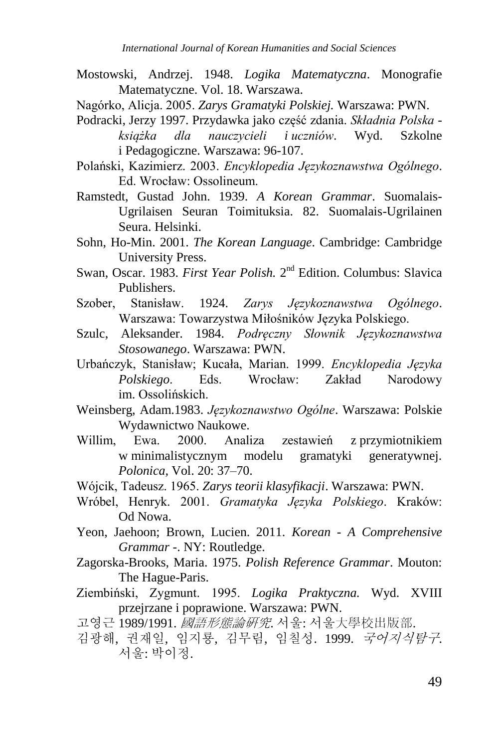Mostowski, Andrzej. 1948. *Logika Matematyczna*. Monografie Matematyczne. Vol. 18. Warszawa.

Nagórko, Alicja. 2005. *Zarys Gramatyki Polskiej.* Warszawa: PWN.

Podracki, Jerzy 1997. Przydawka jako część zdania. *Składnia Polska - książka dla nauczycieli i uczniów*. Wyd. Szkolne i Pedagogiczne. Warszawa: 96-107.

Polański, Kazimierz. 2003. *Encyklopedia Językoznawstwa Ogólnego*. Ed. Wrocław: Ossolineum.

Ramstedt, Gustad John. 1939. *A Korean Grammar*. Suomalais-Ugrilaisen Seuran Toimituksia. 82. Suomalais-Ugrilainen Seura. Helsinki.

Sohn, Ho-Min. 2001. *The Korean Language*. Cambridge: Cambridge University Press.

Swan, Oscar. 1983. *First Year Polish.* 2nd Edition. Columbus: Slavica Publishers.

Szober, Stanisław. 1924. *Zarys Językoznawstwa Ogólnego*. Warszawa: Towarzystwa Miłośników Języka Polskiego.

Szulc, Aleksander. 1984. *Podręczny Słownik Językoznawstwa Stosowanego*. Warszawa: PWN.

Urbańczyk, Stanisław; Kucała, Marian. 1999. *Encyklopedia Języka Polskiego*. Eds. Wrocław: Zakład Narodowy im. Ossolińskich.

Weinsberg, Adam.1983. *Językoznawstwo Ogólne*. Warszawa: Polskie Wydawnictwo Naukowe.

Willim, Ewa. 2000. Analiza zestawień z przymiotnikiem w minimalistycznym modelu gramatyki generatywnej. *Polonica*, Vol. 20: 37–70.

Wójcik, Tadeusz. 1965. *Zarys teorii klasyfikacji*. Warszawa: PWN.

Wróbel, Henryk. 2001. *Gramatyka Języka Polskiego*. Kraków: Od Nowa.

Yeon, Jaehoon; Brown, Lucien. 2011. *Korean - A Comprehensive Grammar -*. NY: Routledge.

Zagorska-Brooks, Maria. 1975. *Polish Reference Grammar*. Mouton: The Hague-Paris.

Ziembiński, Zygmunt. 1995. *Logika Praktyczna.* Wyd. XVIII przejrzane i poprawione. Warszawa: PWN.

고영근 1989/1991. *國語形態論硏究*. 서울: 서울大學校出版部.

김광해, 권재일, 임지룡, 김무림, 임칠성. 1999. *국어지식탐구*. 서울: 박이정.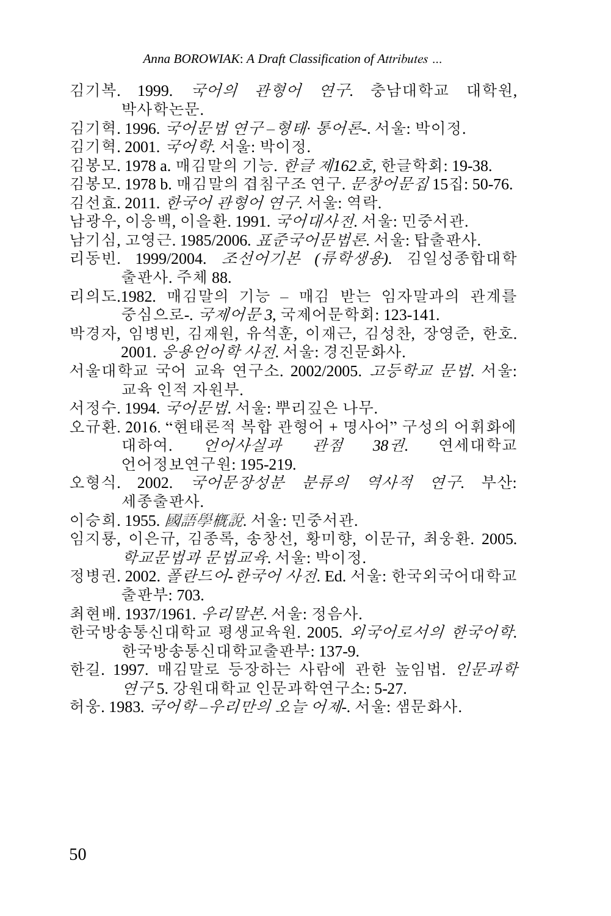김기복. 1999. *국어의 관형어 연구*. 충남대학교 대학원, 박사학논문.

김기혁. 1996. *국어문법 연구 – 형태· 통어론-*. 서울: 박이정.

김기혁. 2001. *국어학*. 서울: 박이정.

김봉모. 1978 a. 매김말의 기능. *한글 제162호*, 한글학회: 19-38.

김봉모. 1978 b. 매김말의 겹침구조 연구. *문창어문집* 15집: 50-76.

김선효. 2011. *한국어 관형어 연구*. 서울: 역락.

남광우, 이응백, 이을환. 1991. *국어대사전*. 서울: 민중서관.

남기심, 고영근. 1985/2006. *표준국어문법론*. 서울: 탑출판사.

리동빈. 1999/2004. *조선어기본 (류학생용)*. 김일성종합대학 출판사. 주체 88.

리의도.1982. 매김말의 기능 – 매김 받는 임자말과의 관계를 중심으로-. *국제어문 3*, 국제어문학회: 123-141.

박경자, 임병빈, 김재원, 유석훈, 이재근, 김성찬, 장영준, 한호. 2001. *응용언어학 사전*. 서울: 경진문화사.

서울대학교 국어 교육 연구소. 2002/2005. *고등학교 문법*. 서울: 교육 인적 자원부.

서정수. 1994. *국어문법*. 서울: 뿌리깊은 나무.

오규환. 2016. "현태론적 복합 관형어 + 명사어" 구성의 어휘화에 대하여. *언어사실과 관점 38권*. 연세대학교 언어정보연구원: 195-219.

오형식. 2002. *국어문장성분 분류의 역사적 연구*. 부산: 세종출판사.

이승희. 1955. *國語學概說*. 서울: 민중서관.

임지룡, 이은규, 김종록, 송창선, 황미향, 이문규, 최웅환. 2005. *학교문법과 문법교육*. 서울: 박이정.

정병권. 2002. *폴란드어-한국어 사전*. Ed. 서울: 한국외국어대학교 출판부: 703.

최현배. 1937/1961. *우리말본*. 서울: 정음사.

한국방송통신대학교 평생교육원. 2005. *외국어로서의 한국어학*. 한국방송통신대학교출판부: 137-9.

한길. 1997. 매김말로 등장하는 사람에 관한 높임법. *인문과학연구* 5. 강원대학교 인문과학연구소: 5-27.

허웅. 1983. *국어학 – 우리만의 오늘 어제-*. 서울: 샘문화사.